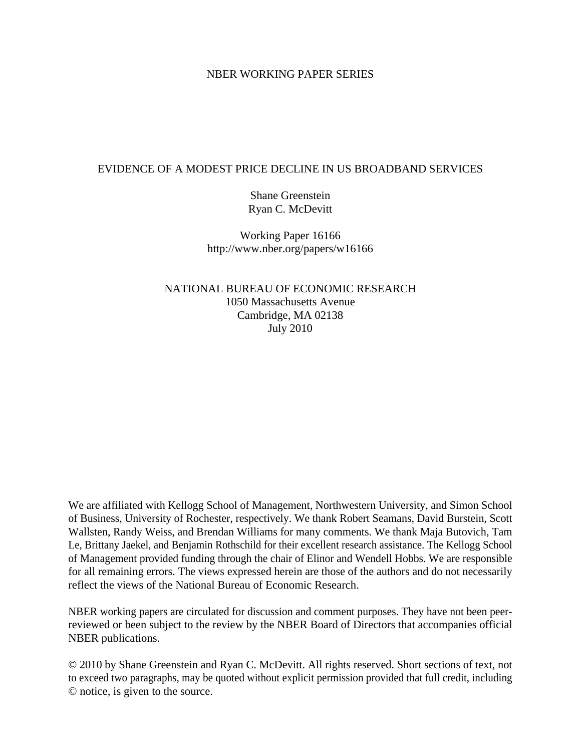NBER WORKING PAPER SERIES

# EVIDENCE OF A MODEST PRICE DECLINE IN US BROADBAND SERVICES

Shane Greenstein
Ryan C. McDevitt

Working Paper 16166
http://www.nber.org/papers/w16166

NATIONAL BUREAU OF ECONOMIC RESEARCH
1050 Massachusetts Avenue
Cambridge, MA 02138
July 2010

We are affiliated with Kellogg School of Management, Northwestern University, and Simon School of Business, University of Rochester, respectively. We thank Robert Seamans, David Burstein, Scott Wallsten, Randy Weiss, and Brendan Williams for many comments. We thank Maja Butovich, Tam Le, Brittany Jaekel, and Benjamin Rothschild for their excellent research assistance. The Kellogg School of Management provided funding through the chair of Elinor and Wendell Hobbs. We are responsible for all remaining errors. The views expressed herein are those of the authors and do not necessarily reflect the views of the National Bureau of Economic Research.

NBER working papers are circulated for discussion and comment purposes. They have not been peer-reviewed or been subject to the review by the NBER Board of Directors that accompanies official NBER publications.

© 2010 by Shane Greenstein and Ryan C. McDevitt. All rights reserved. Short sections of text, not to exceed two paragraphs, may be quoted without explicit permission provided that full credit, including © notice, is given to the source.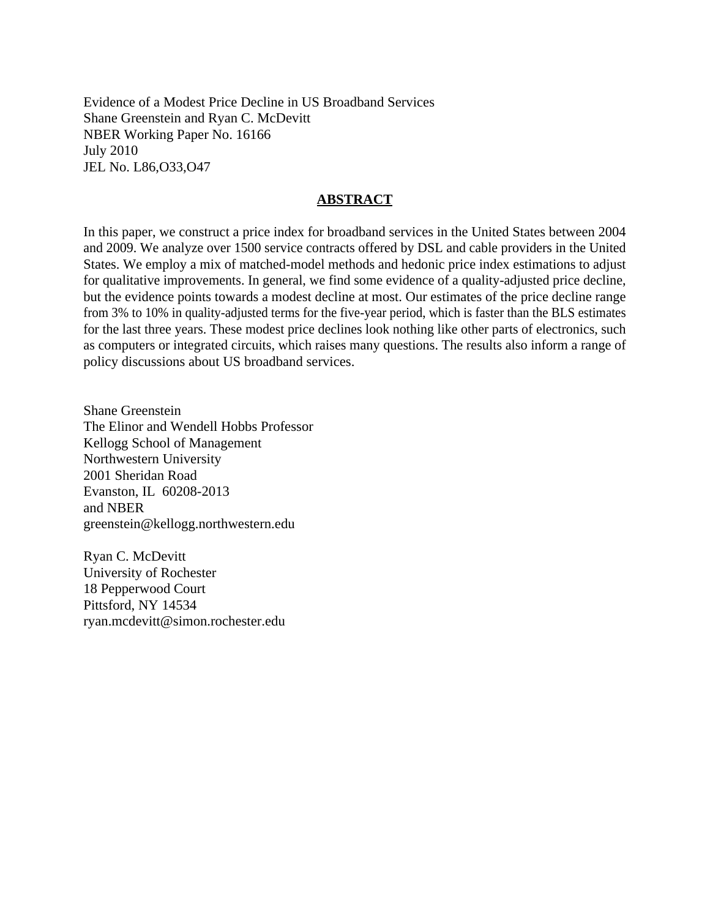Evidence of a Modest Price Decline in US Broadband Services
Shane Greenstein and Ryan C. McDevitt
NBER Working Paper No. 16166
July 2010
JEL No. L86,O33,O47

## ABSTRACT

In this paper, we construct a price index for broadband services in the United States between 2004 and 2009. We analyze over 1500 service contracts offered by DSL and cable providers in the United States. We employ a mix of matched-model methods and hedonic price index estimations to adjust for qualitative improvements. In general, we find some evidence of a quality-adjusted price decline, but the evidence points towards a modest decline at most. Our estimates of the price decline range from 3% to 10% in quality-adjusted terms for the five-year period, which is faster than the BLS estimates for the last three years. These modest price declines look nothing like other parts of electronics, such as computers or integrated circuits, which raises many questions. The results also inform a range of policy discussions about US broadband services.

Shane Greenstein
The Elinor and Wendell Hobbs Professor
Kellogg School of Management
Northwestern University
2001 Sheridan Road
Evanston, IL 60208-2013
and NBER
greenstein@kellogg.northwestern.edu

Ryan C. McDevitt
University of Rochester
18 Pepperwood Court
Pittsford, NY 14534
ryan.mcdevitt@simon.rochester.edu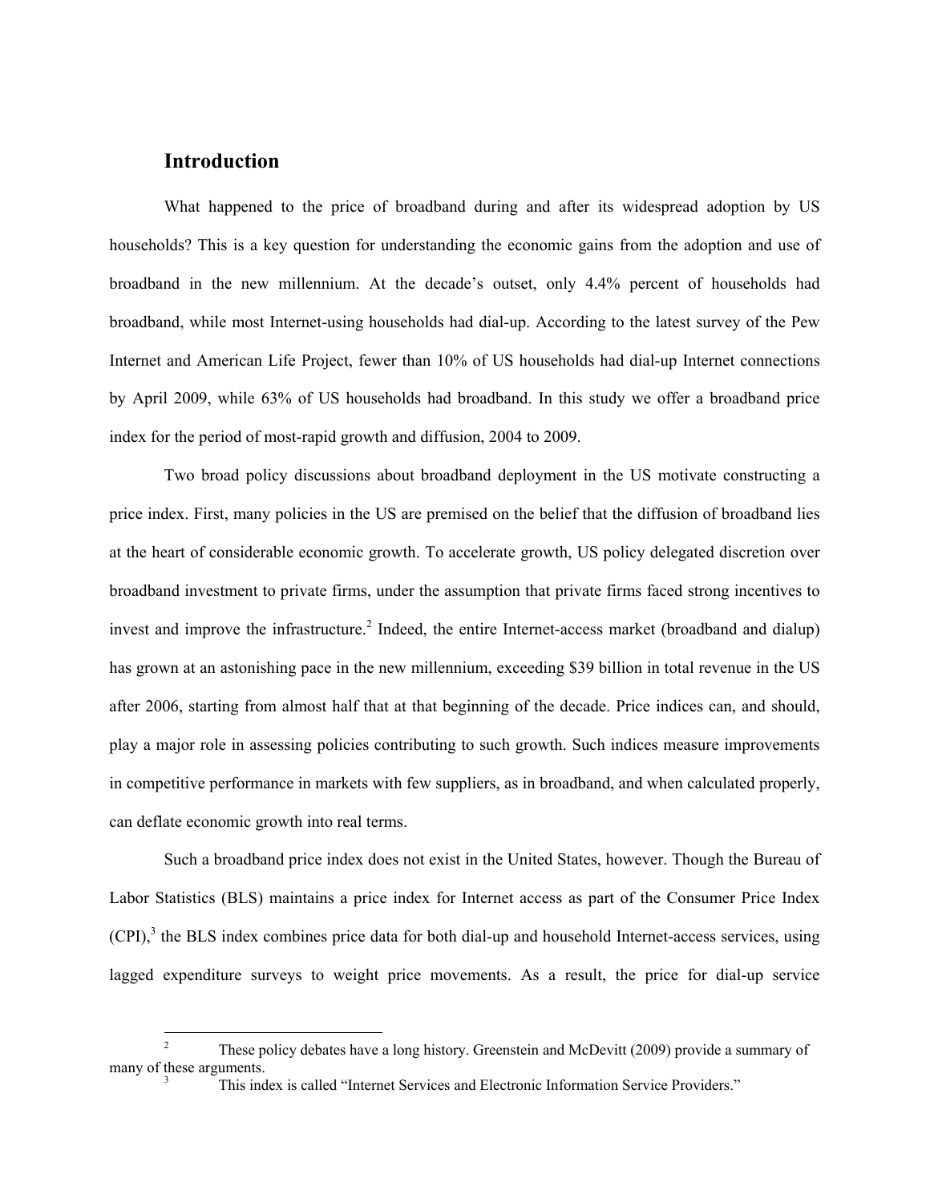## Introduction

What happened to the price of broadband during and after its widespread adoption by US households? This is a key question for understanding the economic gains from the adoption and use of broadband in the new millennium. At the decade's outset, only 4.4% percent of households had broadband, while most Internet-using households had dial-up. According to the latest survey of the Pew Internet and American Life Project, fewer than 10% of US households had dial-up Internet connections by April 2009, while 63% of US households had broadband. In this study we offer a broadband price index for the period of most-rapid growth and diffusion, 2004 to 2009.

Two broad policy discussions about broadband deployment in the US motivate constructing a price index. First, many policies in the US are premised on the belief that the diffusion of broadband lies at the heart of considerable economic growth. To accelerate growth, US policy delegated discretion over broadband investment to private firms, under the assumption that private firms faced strong incentives to invest and improve the infrastructure.[2] Indeed, the entire Internet-access market (broadband and dialup) has grown at an astonishing pace in the new millennium, exceeding $39 billion in total revenue in the US after 2006, starting from almost half that at that beginning of the decade. Price indices can, and should, play a major role in assessing policies contributing to such growth. Such indices measure improvements in competitive performance in markets with few suppliers, as in broadband, and when calculated properly, can deflate economic growth into real terms.

Such a broadband price index does not exist in the United States, however. Though the Bureau of Labor Statistics (BLS) maintains a price index for Internet access as part of the Consumer Price Index (CPI),[3] the BLS index combines price data for both dial-up and household Internet-access services, using lagged expenditure surveys to weight price movements. As a result, the price for dial-up service

[2] These policy debates have a long history. Greenstein and McDevitt (2009) provide a summary of many of these arguments.

[3] This index is called "Internet Services and Electronic Information Service Providers."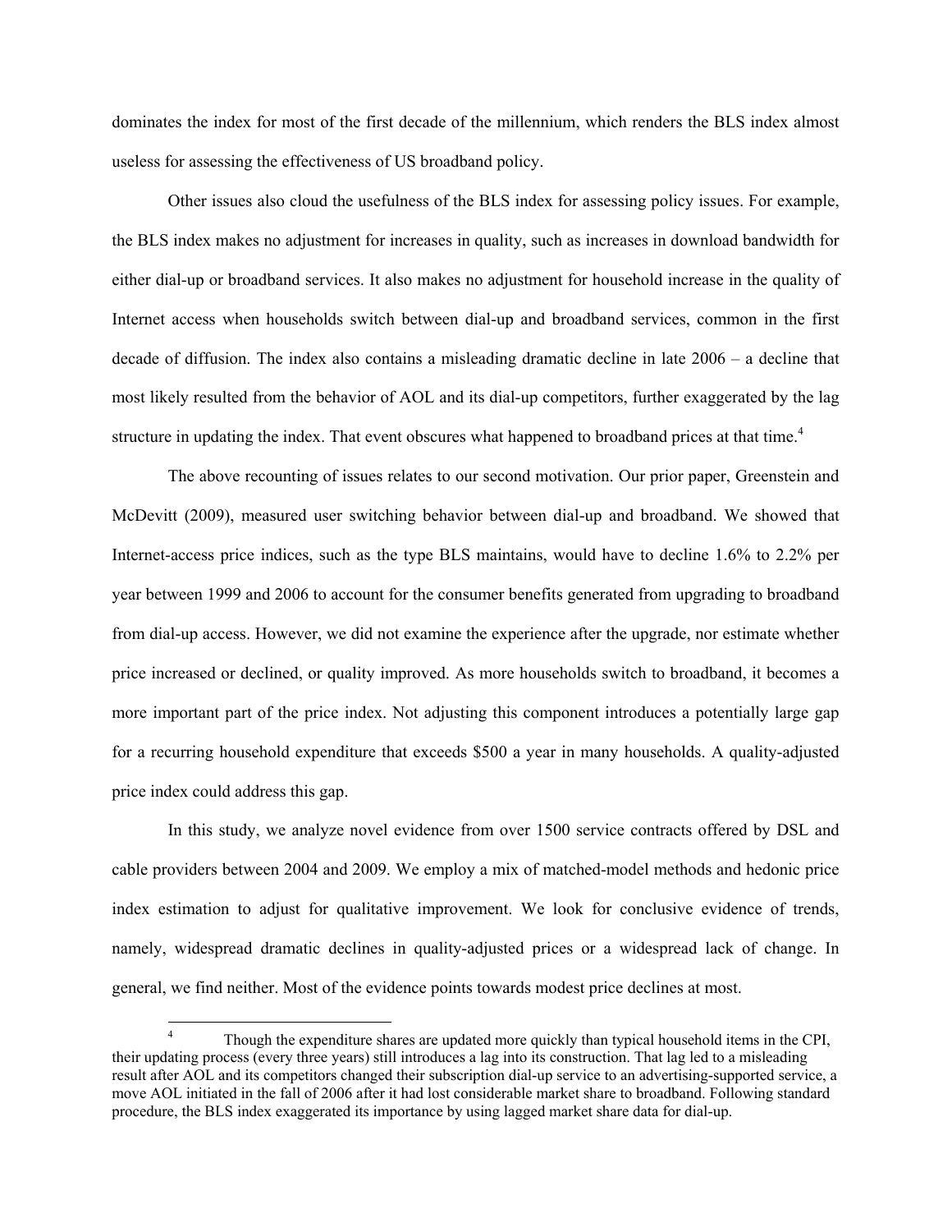dominates the index for most of the first decade of the millennium, which renders the BLS index almost useless for assessing the effectiveness of US broadband policy.

Other issues also cloud the usefulness of the BLS index for assessing policy issues. For example, the BLS index makes no adjustment for increases in quality, such as increases in download bandwidth for either dial-up or broadband services. It also makes no adjustment for household increase in the quality of Internet access when households switch between dial-up and broadband services, common in the first decade of diffusion. The index also contains a misleading dramatic decline in late 2006 – a decline that most likely resulted from the behavior of AOL and its dial-up competitors, further exaggerated by the lag structure in updating the index. That event obscures what happened to broadband prices at that time.[4]

The above recounting of issues relates to our second motivation. Our prior paper, Greenstein and McDevitt (2009), measured user switching behavior between dial-up and broadband. We showed that Internet-access price indices, such as the type BLS maintains, would have to decline 1.6% to 2.2% per year between 1999 and 2006 to account for the consumer benefits generated from upgrading to broadband from dial-up access. However, we did not examine the experience after the upgrade, nor estimate whether price increased or declined, or quality improved. As more households switch to broadband, it becomes a more important part of the price index. Not adjusting this component introduces a potentially large gap for a recurring household expenditure that exceeds $500 a year in many households. A quality-adjusted price index could address this gap.

In this study, we analyze novel evidence from over 1500 service contracts offered by DSL and cable providers between 2004 and 2009. We employ a mix of matched-model methods and hedonic price index estimation to adjust for qualitative improvement. We look for conclusive evidence of trends, namely, widespread dramatic declines in quality-adjusted prices or a widespread lack of change. In general, we find neither. Most of the evidence points towards modest price declines at most.

[4] Though the expenditure shares are updated more quickly than typical household items in the CPI, their updating process (every three years) still introduces a lag into its construction. That lag led to a misleading result after AOL and its competitors changed their subscription dial-up service to an advertising-supported service, a move AOL initiated in the fall of 2006 after it had lost considerable market share to broadband. Following standard procedure, the BLS index exaggerated its importance by using lagged market share data for dial-up.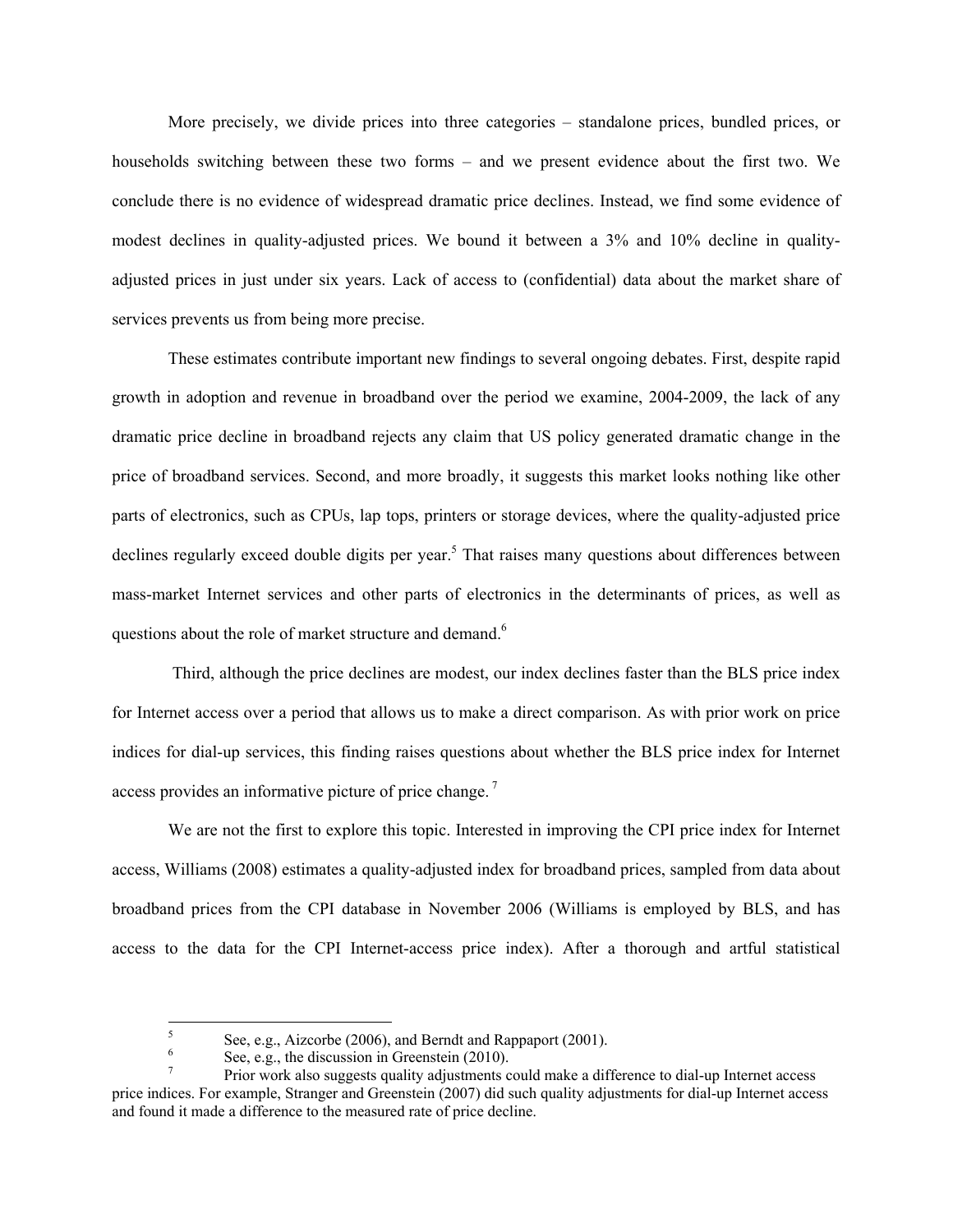More precisely, we divide prices into three categories – standalone prices, bundled prices, or households switching between these two forms – and we present evidence about the first two. We conclude there is no evidence of widespread dramatic price declines. Instead, we find some evidence of modest declines in quality-adjusted prices. We bound it between a 3% and 10% decline in quality-adjusted prices in just under six years. Lack of access to (confidential) data about the market share of services prevents us from being more precise.

These estimates contribute important new findings to several ongoing debates. First, despite rapid growth in adoption and revenue in broadband over the period we examine, 2004-2009, the lack of any dramatic price decline in broadband rejects any claim that US policy generated dramatic change in the price of broadband services. Second, and more broadly, it suggests this market looks nothing like other parts of electronics, such as CPUs, lap tops, printers or storage devices, where the quality-adjusted price declines regularly exceed double digits per year.[5] That raises many questions about differences between mass-market Internet services and other parts of electronics in the determinants of prices, as well as questions about the role of market structure and demand.[6]

Third, although the price declines are modest, our index declines faster than the BLS price index for Internet access over a period that allows us to make a direct comparison. As with prior work on price indices for dial-up services, this finding raises questions about whether the BLS price index for Internet access provides an informative picture of price change.[7]

We are not the first to explore this topic. Interested in improving the CPI price index for Internet access, Williams (2008) estimates a quality-adjusted index for broadband prices, sampled from data about broadband prices from the CPI database in November 2006 (Williams is employed by BLS, and has access to the data for the CPI Internet-access price index). After a thorough and artful statistical

---

[5] See, e.g., Aizcorbe (2006), and Berndt and Rappaport (2001).

[6] See, e.g., the discussion in Greenstein (2010).

[7] Prior work also suggests quality adjustments could make a difference to dial-up Internet access price indices. For example, Stranger and Greenstein (2007) did such quality adjustments for dial-up Internet access and found it made a difference to the measured rate of price decline.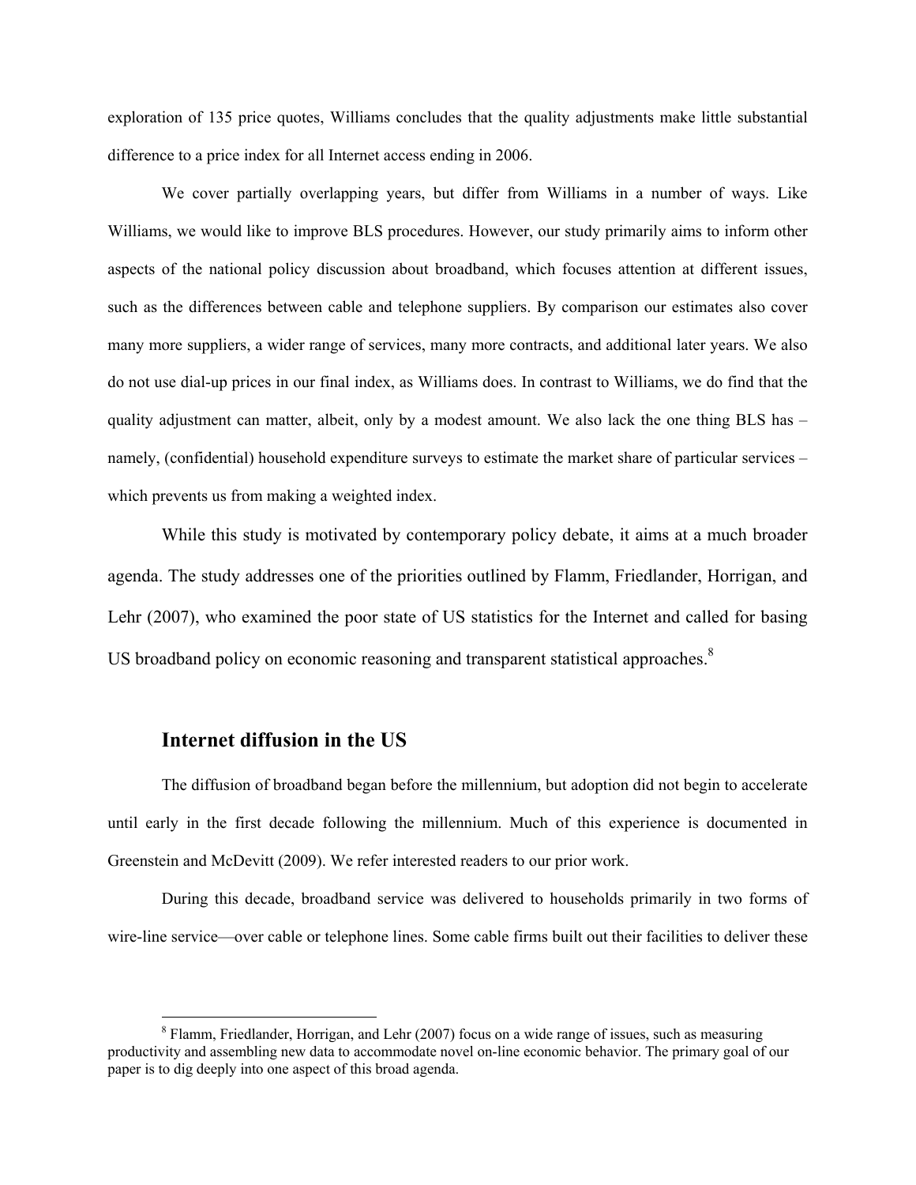exploration of 135 price quotes, Williams concludes that the quality adjustments make little substantial difference to a price index for all Internet access ending in 2006.

We cover partially overlapping years, but differ from Williams in a number of ways. Like Williams, we would like to improve BLS procedures. However, our study primarily aims to inform other aspects of the national policy discussion about broadband, which focuses attention at different issues, such as the differences between cable and telephone suppliers. By comparison our estimates also cover many more suppliers, a wider range of services, many more contracts, and additional later years. We also do not use dial-up prices in our final index, as Williams does. In contrast to Williams, we do find that the quality adjustment can matter, albeit, only by a modest amount. We also lack the one thing BLS has – namely, (confidential) household expenditure surveys to estimate the market share of particular services – which prevents us from making a weighted index.

While this study is motivated by contemporary policy debate, it aims at a much broader agenda. The study addresses one of the priorities outlined by Flamm, Friedlander, Horrigan, and Lehr (2007), who examined the poor state of US statistics for the Internet and called for basing US broadband policy on economic reasoning and transparent statistical approaches.[8]

## Internet diffusion in the US

The diffusion of broadband began before the millennium, but adoption did not begin to accelerate until early in the first decade following the millennium. Much of this experience is documented in Greenstein and McDevitt (2009). We refer interested readers to our prior work.

During this decade, broadband service was delivered to households primarily in two forms of wire-line service—over cable or telephone lines. Some cable firms built out their facilities to deliver these

[8] Flamm, Friedlander, Horrigan, and Lehr (2007) focus on a wide range of issues, such as measuring productivity and assembling new data to accommodate novel on-line economic behavior. The primary goal of our paper is to dig deeply into one aspect of this broad agenda.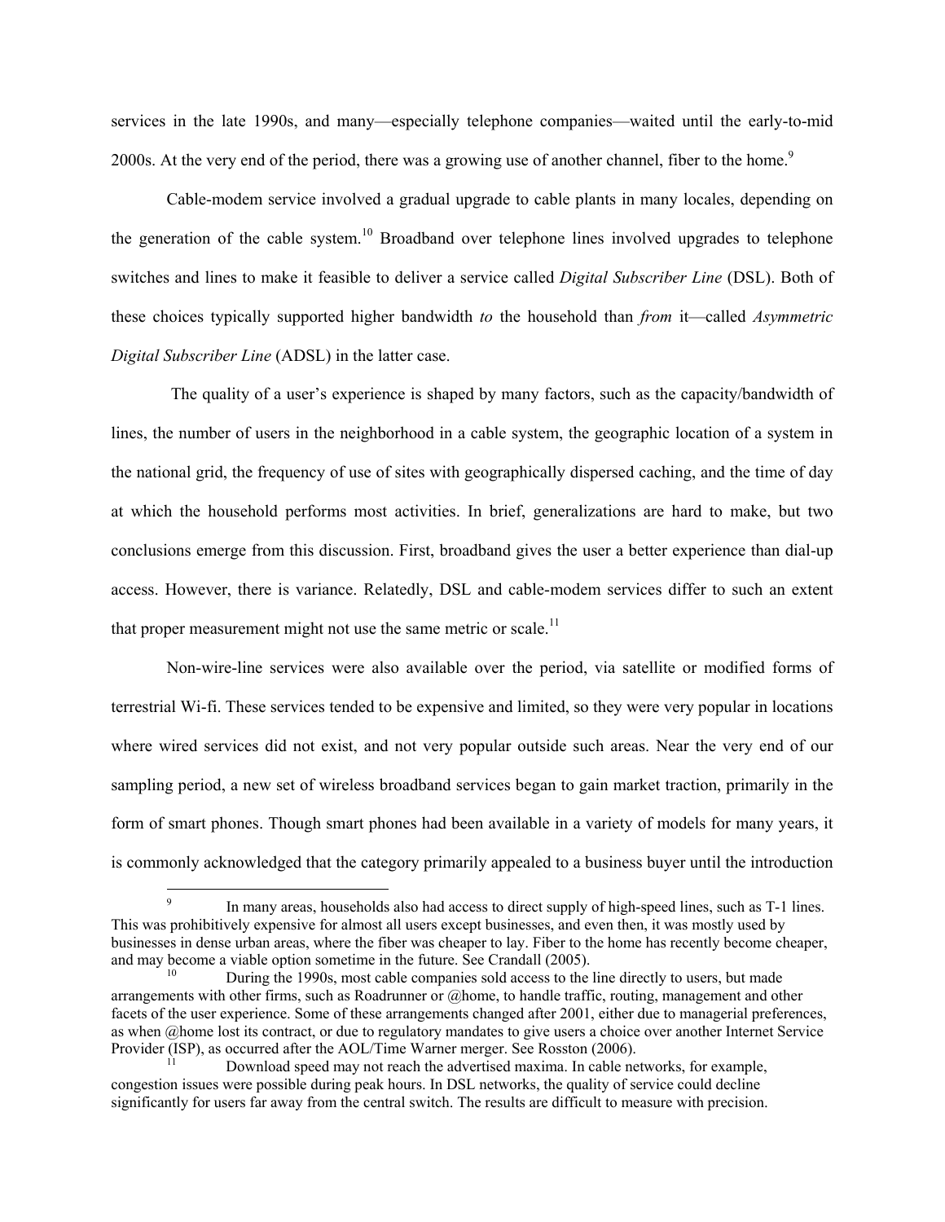services in the late 1990s, and many—especially telephone companies—waited until the early-to-mid 2000s. At the very end of the period, there was a growing use of another channel, fiber to the home.[9]

Cable-modem service involved a gradual upgrade to cable plants in many locales, depending on the generation of the cable system.[10] Broadband over telephone lines involved upgrades to telephone switches and lines to make it feasible to deliver a service called *Digital Subscriber Line* (DSL). Both of these choices typically supported higher bandwidth *to* the household than *from* it—called *Asymmetric Digital Subscriber Line* (ADSL) in the latter case.

The quality of a user's experience is shaped by many factors, such as the capacity/bandwidth of lines, the number of users in the neighborhood in a cable system, the geographic location of a system in the national grid, the frequency of use of sites with geographically dispersed caching, and the time of day at which the household performs most activities. In brief, generalizations are hard to make, but two conclusions emerge from this discussion. First, broadband gives the user a better experience than dial-up access. However, there is variance. Relatedly, DSL and cable-modem services differ to such an extent that proper measurement might not use the same metric or scale.[11]

Non-wire-line services were also available over the period, via satellite or modified forms of terrestrial Wi-fi. These services tended to be expensive and limited, so they were very popular in locations where wired services did not exist, and not very popular outside such areas. Near the very end of our sampling period, a new set of wireless broadband services began to gain market traction, primarily in the form of smart phones. Though smart phones had been available in a variety of models for many years, it is commonly acknowledged that the category primarily appealed to a business buyer until the introduction

---

[9] In many areas, households also had access to direct supply of high-speed lines, such as T-1 lines. This was prohibitively expensive for almost all users except businesses, and even then, it was mostly used by businesses in dense urban areas, where the fiber was cheaper to lay. Fiber to the home has recently become cheaper, and may become a viable option sometime in the future. See Crandall (2005).

[10] During the 1990s, most cable companies sold access to the line directly to users, but made arrangements with other firms, such as Roadrunner or @home, to handle traffic, routing, management and other facets of the user experience. Some of these arrangements changed after 2001, either due to managerial preferences, as when @home lost its contract, or due to regulatory mandates to give users a choice over another Internet Service Provider (ISP), as occurred after the AOL/Time Warner merger. See Rosston (2006).

[11] Download speed may not reach the advertised maxima. In cable networks, for example, congestion issues were possible during peak hours. In DSL networks, the quality of service could decline significantly for users far away from the central switch. The results are difficult to measure with precision.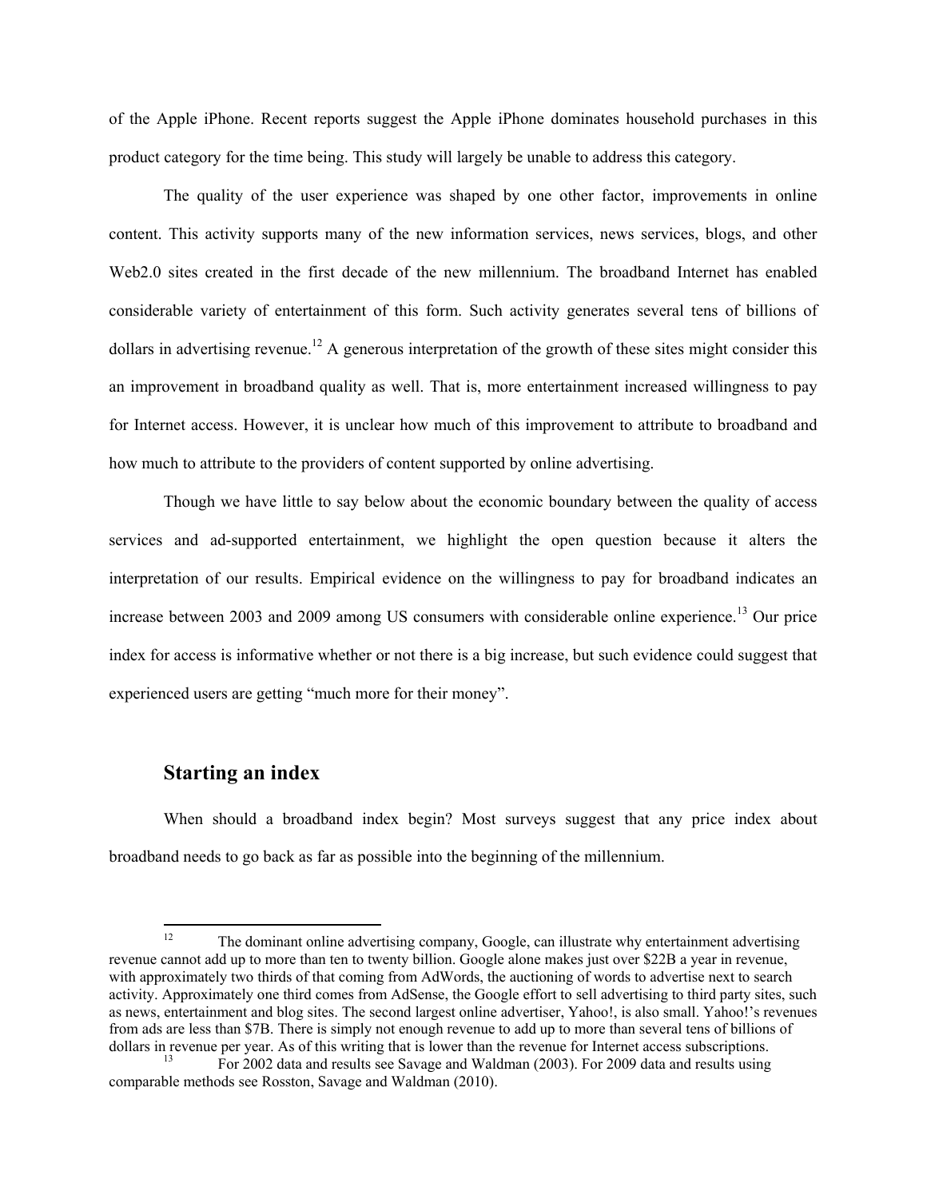of the Apple iPhone. Recent reports suggest the Apple iPhone dominates household purchases in this product category for the time being. This study will largely be unable to address this category.

The quality of the user experience was shaped by one other factor, improvements in online content. This activity supports many of the new information services, news services, blogs, and other Web2.0 sites created in the first decade of the new millennium. The broadband Internet has enabled considerable variety of entertainment of this form. Such activity generates several tens of billions of dollars in advertising revenue.[12] A generous interpretation of the growth of these sites might consider this an improvement in broadband quality as well. That is, more entertainment increased willingness to pay for Internet access. However, it is unclear how much of this improvement to attribute to broadband and how much to attribute to the providers of content supported by online advertising.

Though we have little to say below about the economic boundary between the quality of access services and ad-supported entertainment, we highlight the open question because it alters the interpretation of our results. Empirical evidence on the willingness to pay for broadband indicates an increase between 2003 and 2009 among US consumers with considerable online experience.[13] Our price index for access is informative whether or not there is a big increase, but such evidence could suggest that experienced users are getting "much more for their money".

## Starting an index

When should a broadband index begin? Most surveys suggest that any price index about broadband needs to go back as far as possible into the beginning of the millennium.

---

[12] The dominant online advertising company, Google, can illustrate why entertainment advertising revenue cannot add up to more than ten to twenty billion. Google alone makes just over $22B a year in revenue, with approximately two thirds of that coming from AdWords, the auctioning of words to advertise next to search activity. Approximately one third comes from AdSense, the Google effort to sell advertising to third party sites, such as news, entertainment and blog sites. The second largest online advertiser, Yahoo!, is also small. Yahoo!'s revenues from ads are less than $7B. There is simply not enough revenue to add up to more than several tens of billions of dollars in revenue per year. As of this writing that is lower than the revenue for Internet access subscriptions.

[13] For 2002 data and results see Savage and Waldman (2003). For 2009 data and results using comparable methods see Rosston, Savage and Waldman (2010).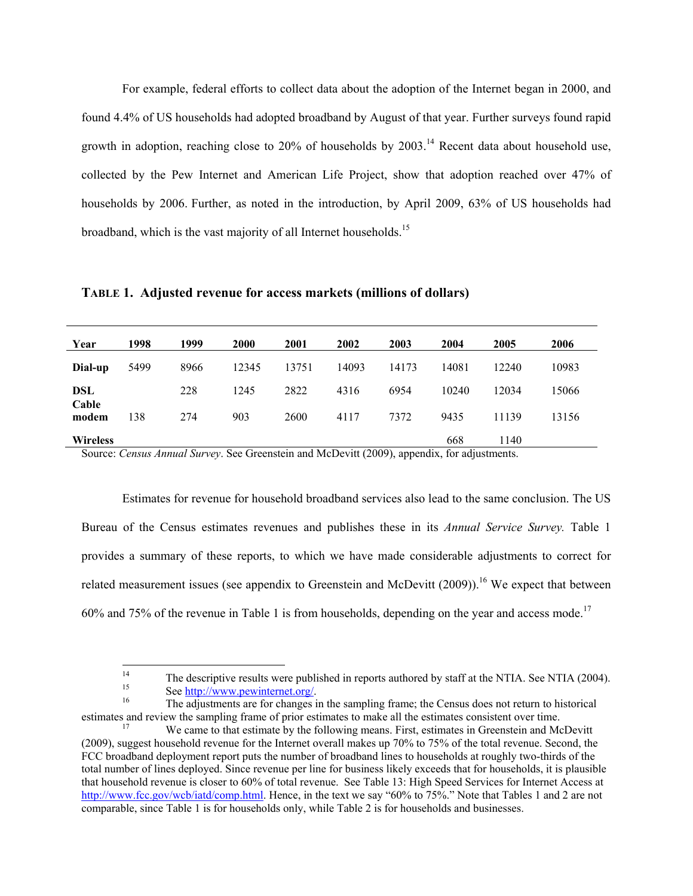For example, federal efforts to collect data about the adoption of the Internet began in 2000, and found 4.4% of US households had adopted broadband by August of that year. Further surveys found rapid growth in adoption, reaching close to 20% of households by 2003.[14] Recent data about household use, collected by the Pew Internet and American Life Project, show that adoption reached over 47% of households by 2006. Further, as noted in the introduction, by April 2009, 63% of US households had broadband, which is the vast majority of all Internet households.[15]

**TABLE 1. Adjusted revenue for access markets (millions of dollars)**

| Year | 1998 | 1999 | 2000 | 2001 | 2002 | 2003 | 2004 | 2005 | 2006 |
|---|---|---|---|---|---|---|---|---|---|
| **Dial-up** | 5499 | 8966 | 12345 | 13751 | 14093 | 14173 | 14081 | 12240 | 10983 |
| **DSL** | | 228 | 1245 | 2822 | 4316 | 6954 | 10240 | 12034 | 15066 |
| **Cable modem** | 138 | 274 | 903 | 2600 | 4117 | 7372 | 9435 | 11139 | 13156 |
| **Wireless** | | | | | | | 668 | 1140 | |

Source: *Census Annual Survey*. See Greenstein and McDevitt (2009), appendix, for adjustments.

Estimates for revenue for household broadband services also lead to the same conclusion. The US Bureau of the Census estimates revenues and publishes these in its *Annual Service Survey.* Table 1 provides a summary of these reports, to which we have made considerable adjustments to correct for related measurement issues (see appendix to Greenstein and McDevitt (2009)).[16] We expect that between 60% and 75% of the revenue in Table 1 is from households, depending on the year and access mode.[17]

---

[14] The descriptive results were published in reports authored by staff at the NTIA. See NTIA (2004).

[15] See http://www.pewinternet.org/.

[16] The adjustments are for changes in the sampling frame; the Census does not return to historical estimates and review the sampling frame of prior estimates to make all the estimates consistent over time.

[17] We came to that estimate by the following means. First, estimates in Greenstein and McDevitt (2009), suggest household revenue for the Internet overall makes up 70% to 75% of the total revenue. Second, the FCC broadband deployment report puts the number of broadband lines to households at roughly two-thirds of the total number of lines deployed. Since revenue per line for business likely exceeds that for households, it is plausible that household revenue is closer to 60% of total revenue. See Table 13: High Speed Services for Internet Access at http://www.fcc.gov/wcb/iatd/comp.html. Hence, in the text we say "60% to 75%." Note that Tables 1 and 2 are not comparable, since Table 1 is for households only, while Table 2 is for households and businesses.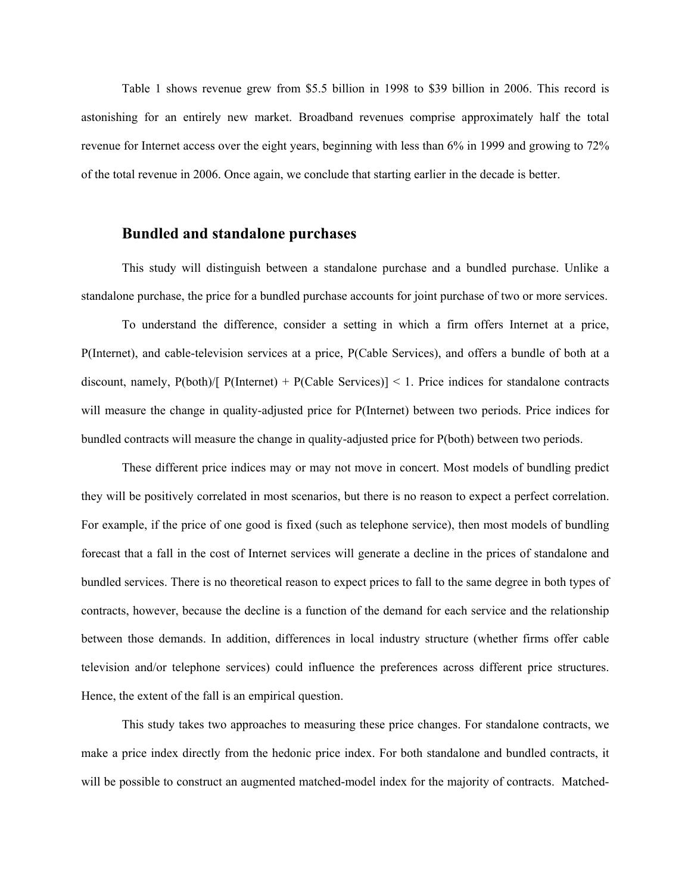Table 1 shows revenue grew from \$5.5 billion in 1998 to \$39 billion in 2006. This record is astonishing for an entirely new market. Broadband revenues comprise approximately half the total revenue for Internet access over the eight years, beginning with less than 6% in 1999 and growing to 72% of the total revenue in 2006. Once again, we conclude that starting earlier in the decade is better.

## Bundled and standalone purchases

This study will distinguish between a standalone purchase and a bundled purchase. Unlike a standalone purchase, the price for a bundled purchase accounts for joint purchase of two or more services.

To understand the difference, consider a setting in which a firm offers Internet at a price, P(Internet), and cable-television services at a price, P(Cable Services), and offers a bundle of both at a discount, namely, P(both)/[ P(Internet) + P(Cable Services)] < 1. Price indices for standalone contracts will measure the change in quality-adjusted price for P(Internet) between two periods. Price indices for bundled contracts will measure the change in quality-adjusted price for P(both) between two periods.

These different price indices may or may not move in concert. Most models of bundling predict they will be positively correlated in most scenarios, but there is no reason to expect a perfect correlation. For example, if the price of one good is fixed (such as telephone service), then most models of bundling forecast that a fall in the cost of Internet services will generate a decline in the prices of standalone and bundled services. There is no theoretical reason to expect prices to fall to the same degree in both types of contracts, however, because the decline is a function of the demand for each service and the relationship between those demands. In addition, differences in local industry structure (whether firms offer cable television and/or telephone services) could influence the preferences across different price structures. Hence, the extent of the fall is an empirical question.

This study takes two approaches to measuring these price changes. For standalone contracts, we make a price index directly from the hedonic price index. For both standalone and bundled contracts, it will be possible to construct an augmented matched-model index for the majority of contracts. Matched-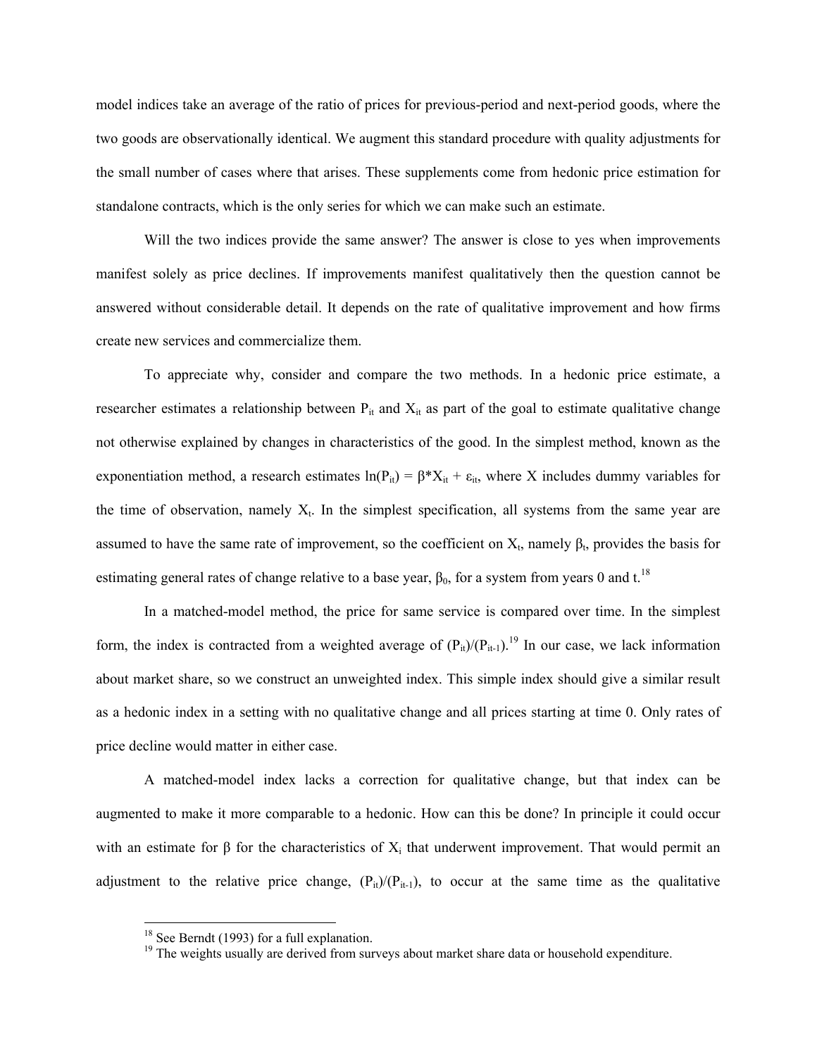model indices take an average of the ratio of prices for previous-period and next-period goods, where the two goods are observationally identical. We augment this standard procedure with quality adjustments for the small number of cases where that arises. These supplements come from hedonic price estimation for standalone contracts, which is the only series for which we can make such an estimate.

Will the two indices provide the same answer? The answer is close to yes when improvements manifest solely as price declines. If improvements manifest qualitatively then the question cannot be answered without considerable detail. It depends on the rate of qualitative improvement and how firms create new services and commercialize them.

To appreciate why, consider and compare the two methods. In a hedonic price estimate, a researcher estimates a relationship between $P_{it}$ and $X_{it}$ as part of the goal to estimate qualitative change not otherwise explained by changes in characteristics of the good. In the simplest method, known as the exponentiation method, a research estimates $\ln(P_{it}) = \beta{*}X_{it} + \varepsilon_{it}$, where X includes dummy variables for the time of observation, namely $X_t$. In the simplest specification, all systems from the same year are assumed to have the same rate of improvement, so the coefficient on $X_t$, namely $\beta_t$, provides the basis for estimating general rates of change relative to a base year, $\beta_0$, for a system from years 0 and t.[18]

In a matched-model method, the price for same service is compared over time. In the simplest form, the index is contracted from a weighted average of $(P_{it})/(P_{it-1})$.[19] In our case, we lack information about market share, so we construct an unweighted index. This simple index should give a similar result as a hedonic index in a setting with no qualitative change and all prices starting at time 0. Only rates of price decline would matter in either case.

A matched-model index lacks a correction for qualitative change, but that index can be augmented to make it more comparable to a hedonic. How can this be done? In principle it could occur with an estimate for β for the characteristics of $X_i$ that underwent improvement. That would permit an adjustment to the relative price change, $(P_{it})/(P_{it-1})$, to occur at the same time as the qualitative

[18] See Berndt (1993) for a full explanation.

[19] The weights usually are derived from surveys about market share data or household expenditure.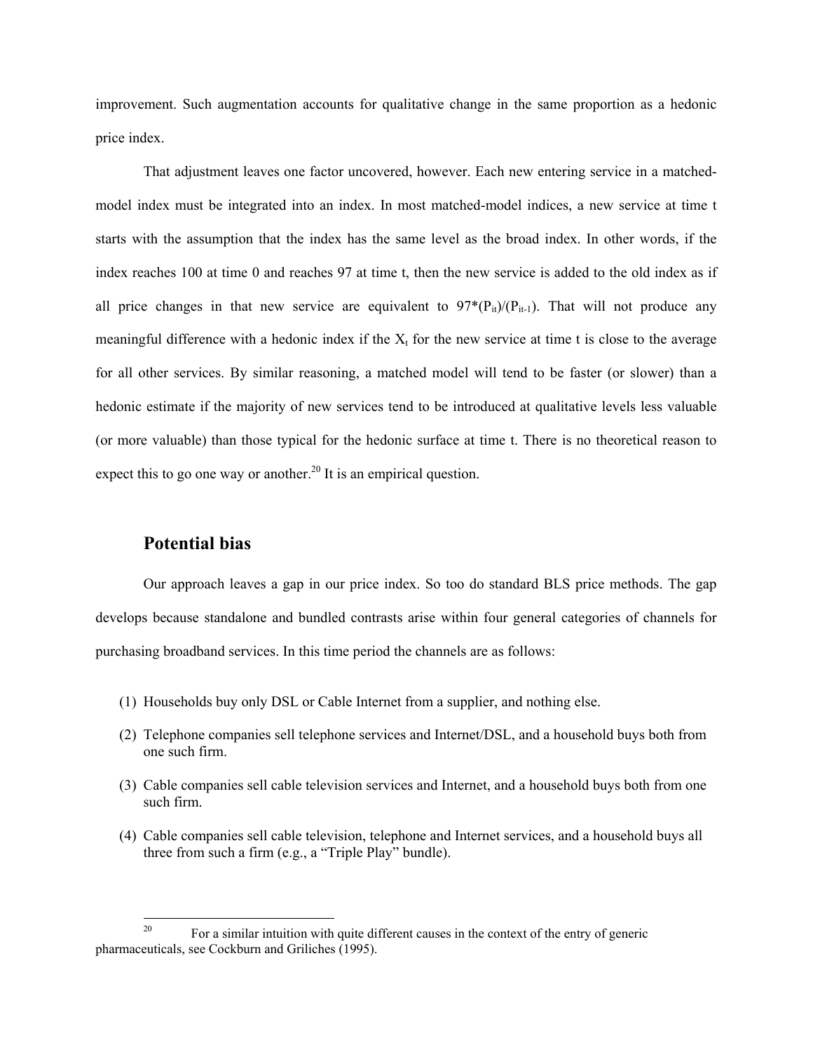improvement. Such augmentation accounts for qualitative change in the same proportion as a hedonic price index.

That adjustment leaves one factor uncovered, however. Each new entering service in a matched-model index must be integrated into an index. In most matched-model indices, a new service at time t starts with the assumption that the index has the same level as the broad index. In other words, if the index reaches 100 at time 0 and reaches 97 at time t, then the new service is added to the old index as if all price changes in that new service are equivalent to $97*(P_{it})/(P_{it-1})$. That will not produce any meaningful difference with a hedonic index if the $X_t$ for the new service at time t is close to the average for all other services. By similar reasoning, a matched model will tend to be faster (or slower) than a hedonic estimate if the majority of new services tend to be introduced at qualitative levels less valuable (or more valuable) than those typical for the hedonic surface at time t. There is no theoretical reason to expect this to go one way or another.[20] It is an empirical question.

## Potential bias

Our approach leaves a gap in our price index. So too do standard BLS price methods. The gap develops because standalone and bundled contrasts arise within four general categories of channels for purchasing broadband services. In this time period the channels are as follows:

(1) Households buy only DSL or Cable Internet from a supplier, and nothing else.

(2) Telephone companies sell telephone services and Internet/DSL, and a household buys both from one such firm.

(3) Cable companies sell cable television services and Internet, and a household buys both from one such firm.

(4) Cable companies sell cable television, telephone and Internet services, and a household buys all three from such a firm (e.g., a "Triple Play" bundle).

---

[20] For a similar intuition with quite different causes in the context of the entry of generic pharmaceuticals, see Cockburn and Griliches (1995).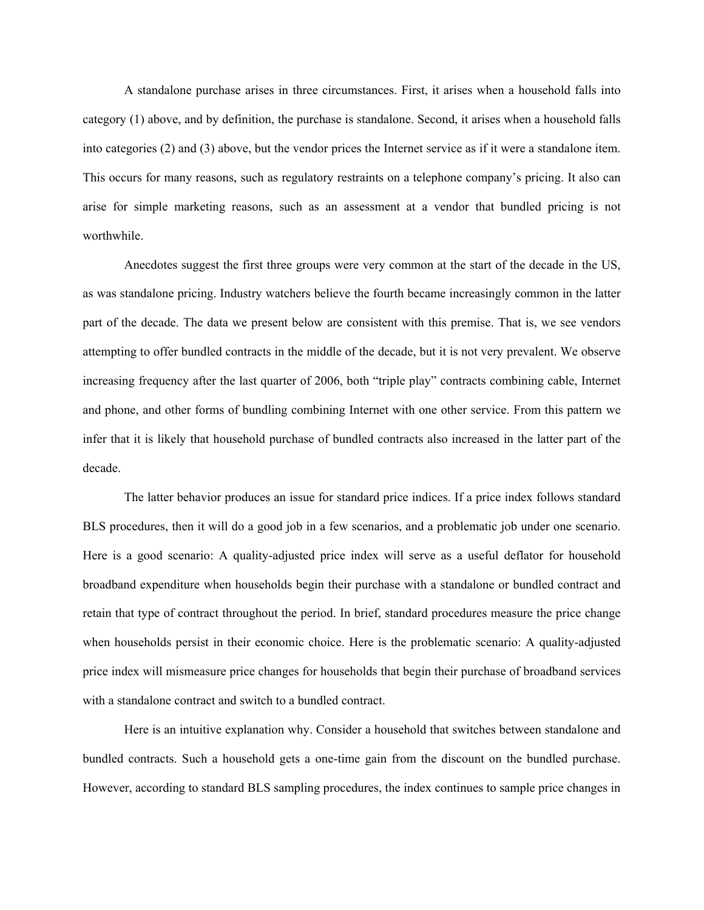A standalone purchase arises in three circumstances. First, it arises when a household falls into category (1) above, and by definition, the purchase is standalone. Second, it arises when a household falls into categories (2) and (3) above, but the vendor prices the Internet service as if it were a standalone item. This occurs for many reasons, such as regulatory restraints on a telephone company's pricing. It also can arise for simple marketing reasons, such as an assessment at a vendor that bundled pricing is not worthwhile.

Anecdotes suggest the first three groups were very common at the start of the decade in the US, as was standalone pricing. Industry watchers believe the fourth became increasingly common in the latter part of the decade. The data we present below are consistent with this premise. That is, we see vendors attempting to offer bundled contracts in the middle of the decade, but it is not very prevalent. We observe increasing frequency after the last quarter of 2006, both "triple play" contracts combining cable, Internet and phone, and other forms of bundling combining Internet with one other service. From this pattern we infer that it is likely that household purchase of bundled contracts also increased in the latter part of the decade.

The latter behavior produces an issue for standard price indices. If a price index follows standard BLS procedures, then it will do a good job in a few scenarios, and a problematic job under one scenario. Here is a good scenario: A quality-adjusted price index will serve as a useful deflator for household broadband expenditure when households begin their purchase with a standalone or bundled contract and retain that type of contract throughout the period. In brief, standard procedures measure the price change when households persist in their economic choice. Here is the problematic scenario: A quality-adjusted price index will mismeasure price changes for households that begin their purchase of broadband services with a standalone contract and switch to a bundled contract.

Here is an intuitive explanation why. Consider a household that switches between standalone and bundled contracts. Such a household gets a one-time gain from the discount on the bundled purchase. However, according to standard BLS sampling procedures, the index continues to sample price changes in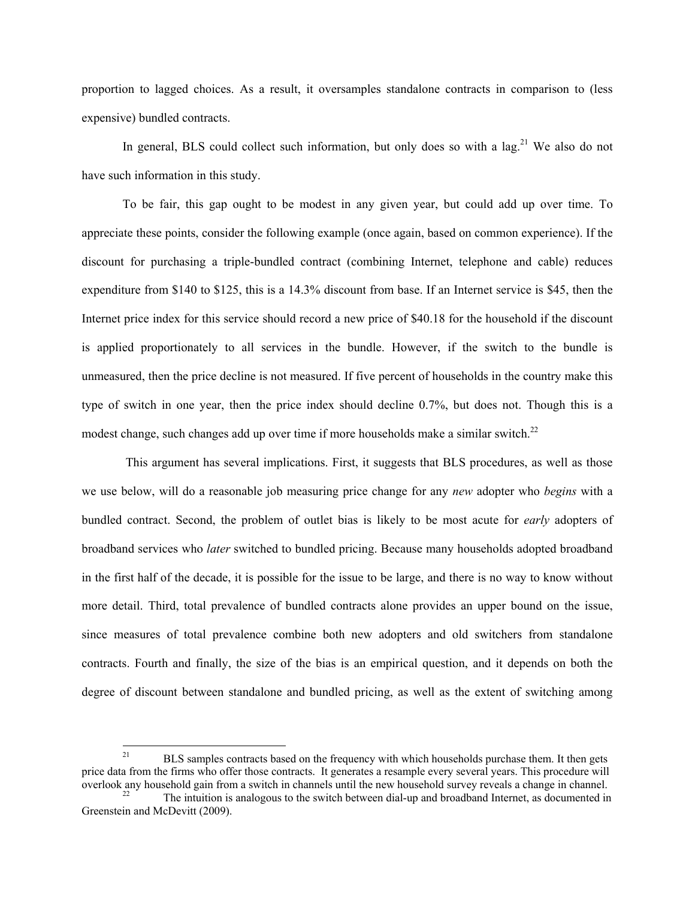proportion to lagged choices. As a result, it oversamples standalone contracts in comparison to (less expensive) bundled contracts.

In general, BLS could collect such information, but only does so with a lag.[21] We also do not have such information in this study.

To be fair, this gap ought to be modest in any given year, but could add up over time. To appreciate these points, consider the following example (once again, based on common experience). If the discount for purchasing a triple-bundled contract (combining Internet, telephone and cable) reduces expenditure from $140 to $125, this is a 14.3% discount from base. If an Internet service is $45, then the Internet price index for this service should record a new price of $40.18 for the household if the discount is applied proportionately to all services in the bundle. However, if the switch to the bundle is unmeasured, then the price decline is not measured. If five percent of households in the country make this type of switch in one year, then the price index should decline 0.7%, but does not. Though this is a modest change, such changes add up over time if more households make a similar switch.[22]

This argument has several implications. First, it suggests that BLS procedures, as well as those we use below, will do a reasonable job measuring price change for any *new* adopter who *begins* with a bundled contract. Second, the problem of outlet bias is likely to be most acute for *early* adopters of broadband services who *later* switched to bundled pricing. Because many households adopted broadband in the first half of the decade, it is possible for the issue to be large, and there is no way to know without more detail. Third, total prevalence of bundled contracts alone provides an upper bound on the issue, since measures of total prevalence combine both new adopters and old switchers from standalone contracts. Fourth and finally, the size of the bias is an empirical question, and it depends on both the degree of discount between standalone and bundled pricing, as well as the extent of switching among

---

[21] BLS samples contracts based on the frequency with which households purchase them. It then gets price data from the firms who offer those contracts. It generates a resample every several years. This procedure will overlook any household gain from a switch in channels until the new household survey reveals a change in channel.

[22] The intuition is analogous to the switch between dial-up and broadband Internet, as documented in Greenstein and McDevitt (2009).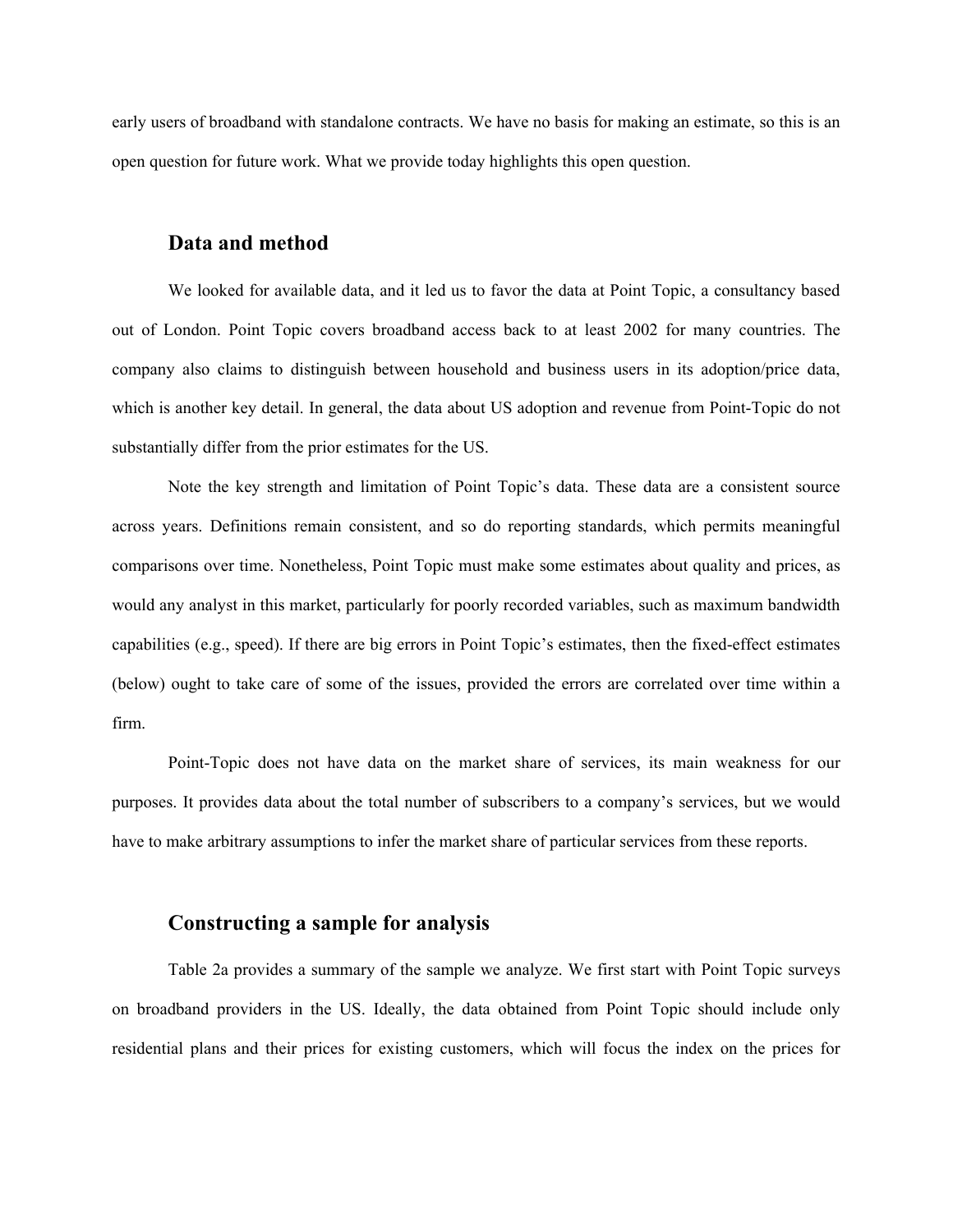early users of broadband with standalone contracts. We have no basis for making an estimate, so this is an open question for future work. What we provide today highlights this open question.

## Data and method

We looked for available data, and it led us to favor the data at Point Topic, a consultancy based out of London. Point Topic covers broadband access back to at least 2002 for many countries. The company also claims to distinguish between household and business users in its adoption/price data, which is another key detail. In general, the data about US adoption and revenue from Point-Topic do not substantially differ from the prior estimates for the US.

Note the key strength and limitation of Point Topic's data. These data are a consistent source across years. Definitions remain consistent, and so do reporting standards, which permits meaningful comparisons over time. Nonetheless, Point Topic must make some estimates about quality and prices, as would any analyst in this market, particularly for poorly recorded variables, such as maximum bandwidth capabilities (e.g., speed). If there are big errors in Point Topic's estimates, then the fixed-effect estimates (below) ought to take care of some of the issues, provided the errors are correlated over time within a firm.

Point-Topic does not have data on the market share of services, its main weakness for our purposes. It provides data about the total number of subscribers to a company's services, but we would have to make arbitrary assumptions to infer the market share of particular services from these reports.

## Constructing a sample for analysis

Table 2a provides a summary of the sample we analyze. We first start with Point Topic surveys on broadband providers in the US. Ideally, the data obtained from Point Topic should include only residential plans and their prices for existing customers, which will focus the index on the prices for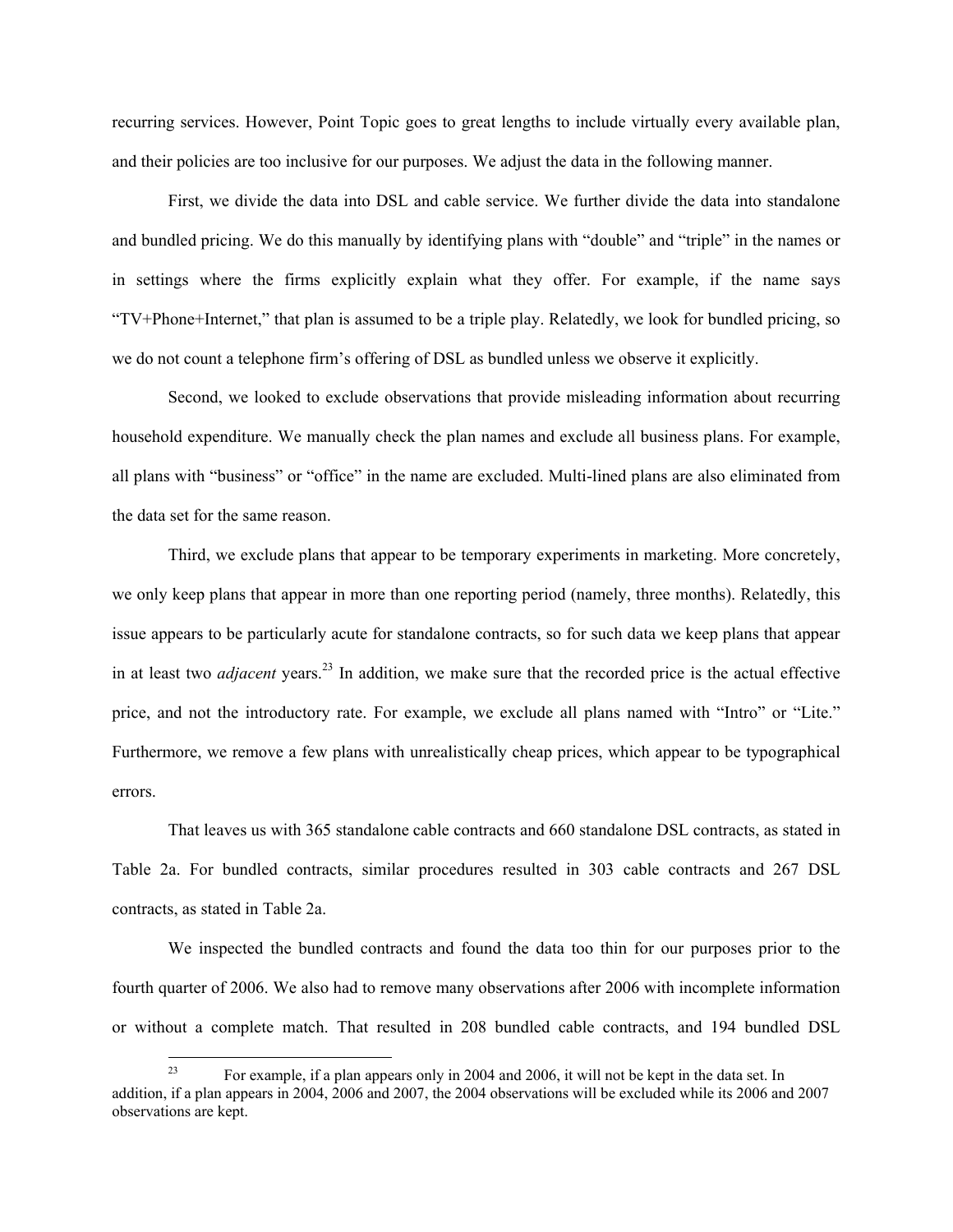recurring services. However, Point Topic goes to great lengths to include virtually every available plan, and their policies are too inclusive for our purposes. We adjust the data in the following manner.

First, we divide the data into DSL and cable service. We further divide the data into standalone and bundled pricing. We do this manually by identifying plans with "double" and "triple" in the names or in settings where the firms explicitly explain what they offer. For example, if the name says "TV+Phone+Internet," that plan is assumed to be a triple play. Relatedly, we look for bundled pricing, so we do not count a telephone firm's offering of DSL as bundled unless we observe it explicitly.

Second, we looked to exclude observations that provide misleading information about recurring household expenditure. We manually check the plan names and exclude all business plans. For example, all plans with "business" or "office" in the name are excluded. Multi-lined plans are also eliminated from the data set for the same reason.

Third, we exclude plans that appear to be temporary experiments in marketing. More concretely, we only keep plans that appear in more than one reporting period (namely, three months). Relatedly, this issue appears to be particularly acute for standalone contracts, so for such data we keep plans that appear in at least two *adjacent* years.[23] In addition, we make sure that the recorded price is the actual effective price, and not the introductory rate. For example, we exclude all plans named with "Intro" or "Lite." Furthermore, we remove a few plans with unrealistically cheap prices, which appear to be typographical errors.

That leaves us with 365 standalone cable contracts and 660 standalone DSL contracts, as stated in Table 2a. For bundled contracts, similar procedures resulted in 303 cable contracts and 267 DSL contracts, as stated in Table 2a.

We inspected the bundled contracts and found the data too thin for our purposes prior to the fourth quarter of 2006. We also had to remove many observations after 2006 with incomplete information or without a complete match. That resulted in 208 bundled cable contracts, and 194 bundled DSL

---

[23] For example, if a plan appears only in 2004 and 2006, it will not be kept in the data set. In addition, if a plan appears in 2004, 2006 and 2007, the 2004 observations will be excluded while its 2006 and 2007 observations are kept.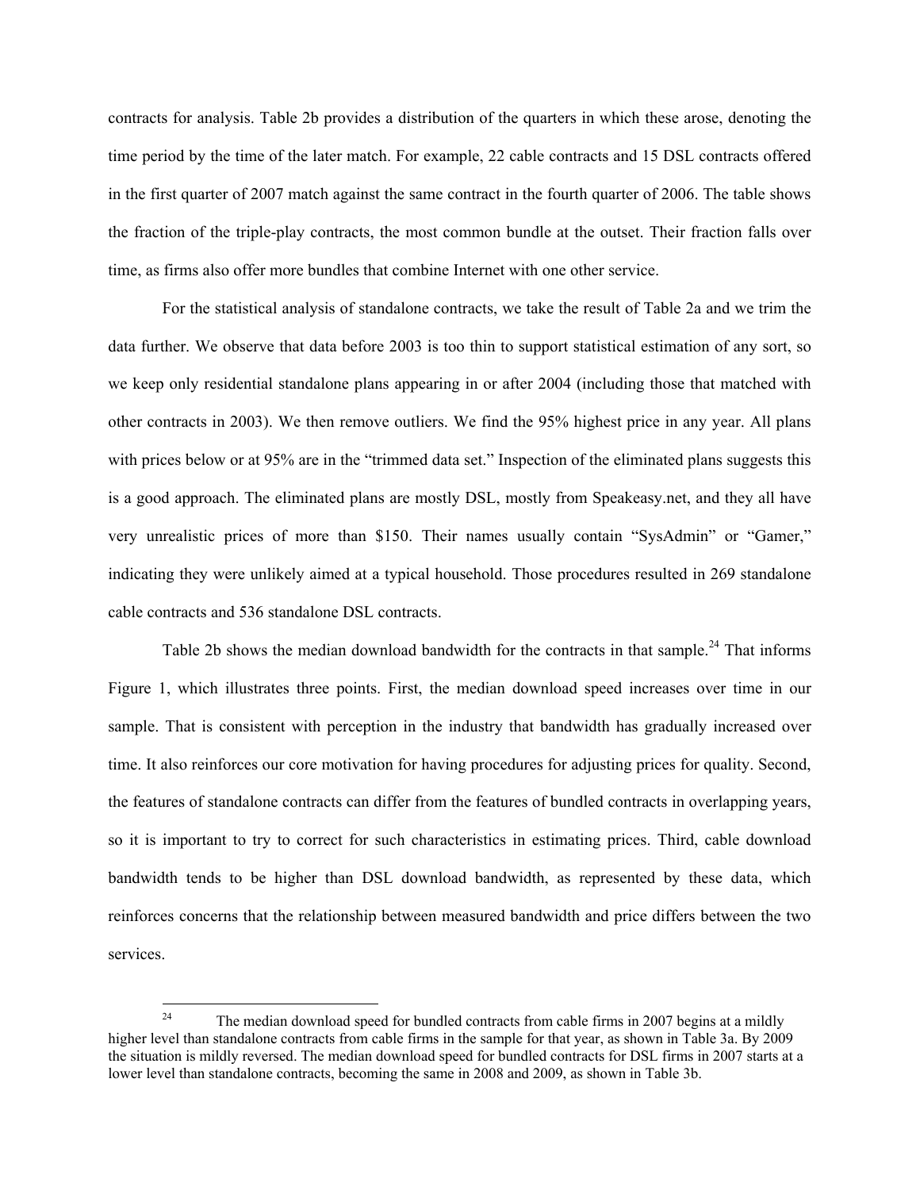contracts for analysis. Table 2b provides a distribution of the quarters in which these arose, denoting the time period by the time of the later match. For example, 22 cable contracts and 15 DSL contracts offered in the first quarter of 2007 match against the same contract in the fourth quarter of 2006. The table shows the fraction of the triple-play contracts, the most common bundle at the outset. Their fraction falls over time, as firms also offer more bundles that combine Internet with one other service.

For the statistical analysis of standalone contracts, we take the result of Table 2a and we trim the data further. We observe that data before 2003 is too thin to support statistical estimation of any sort, so we keep only residential standalone plans appearing in or after 2004 (including those that matched with other contracts in 2003). We then remove outliers. We find the 95% highest price in any year. All plans with prices below or at 95% are in the "trimmed data set." Inspection of the eliminated plans suggests this is a good approach. The eliminated plans are mostly DSL, mostly from Speakeasy.net, and they all have very unrealistic prices of more than $150. Their names usually contain "SysAdmin" or "Gamer," indicating they were unlikely aimed at a typical household. Those procedures resulted in 269 standalone cable contracts and 536 standalone DSL contracts.

Table 2b shows the median download bandwidth for the contracts in that sample.[24] That informs Figure 1, which illustrates three points. First, the median download speed increases over time in our sample. That is consistent with perception in the industry that bandwidth has gradually increased over time. It also reinforces our core motivation for having procedures for adjusting prices for quality. Second, the features of standalone contracts can differ from the features of bundled contracts in overlapping years, so it is important to try to correct for such characteristics in estimating prices. Third, cable download bandwidth tends to be higher than DSL download bandwidth, as represented by these data, which reinforces concerns that the relationship between measured bandwidth and price differs between the two services.

---

[24] The median download speed for bundled contracts from cable firms in 2007 begins at a mildly higher level than standalone contracts from cable firms in the sample for that year, as shown in Table 3a. By 2009 the situation is mildly reversed. The median download speed for bundled contracts for DSL firms in 2007 starts at a lower level than standalone contracts, becoming the same in 2008 and 2009, as shown in Table 3b.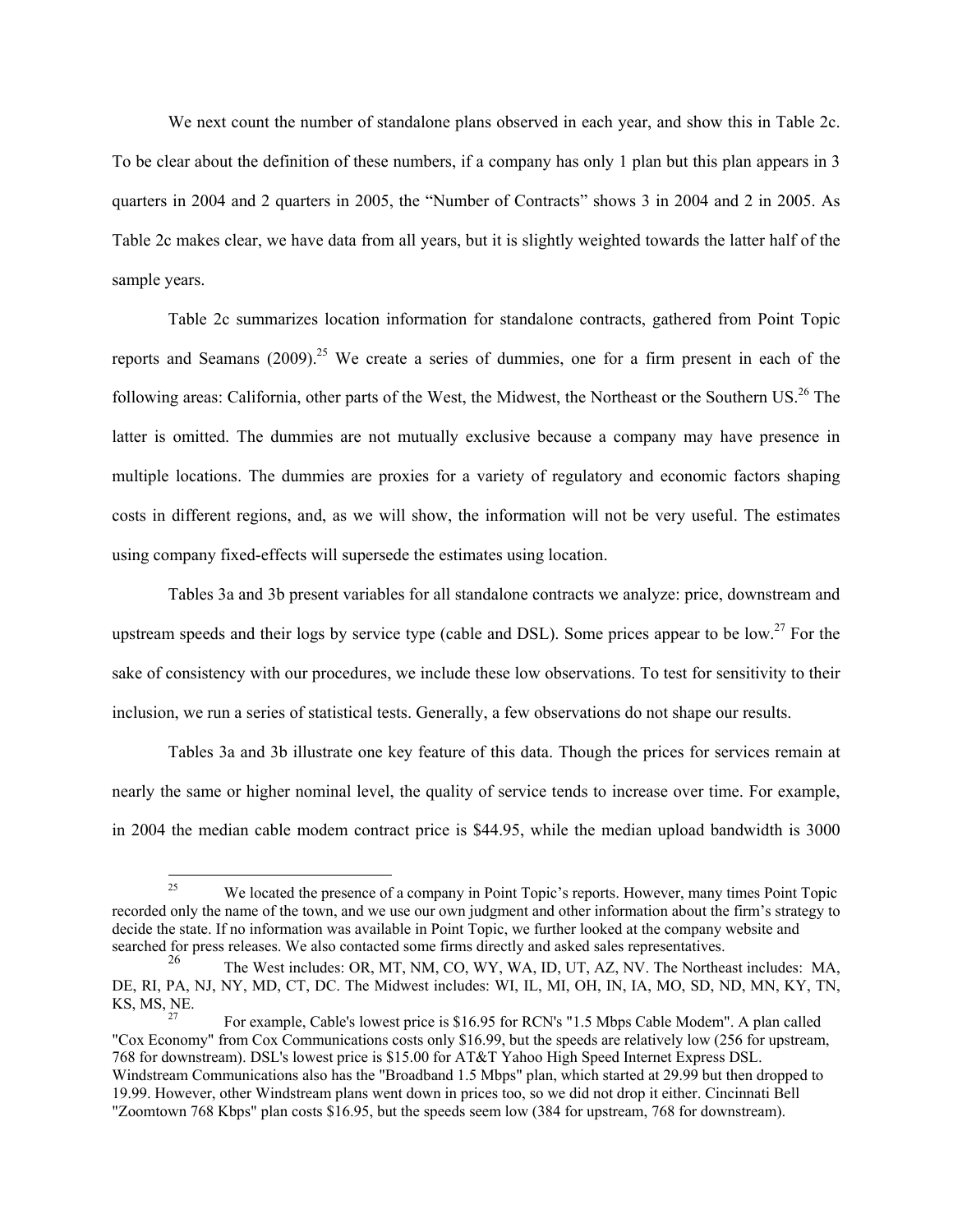We next count the number of standalone plans observed in each year, and show this in Table 2c. To be clear about the definition of these numbers, if a company has only 1 plan but this plan appears in 3 quarters in 2004 and 2 quarters in 2005, the "Number of Contracts" shows 3 in 2004 and 2 in 2005. As Table 2c makes clear, we have data from all years, but it is slightly weighted towards the latter half of the sample years.

Table 2c summarizes location information for standalone contracts, gathered from Point Topic reports and Seamans (2009).[25] We create a series of dummies, one for a firm present in each of the following areas: California, other parts of the West, the Midwest, the Northeast or the Southern US.[26] The latter is omitted. The dummies are not mutually exclusive because a company may have presence in multiple locations. The dummies are proxies for a variety of regulatory and economic factors shaping costs in different regions, and, as we will show, the information will not be very useful. The estimates using company fixed-effects will supersede the estimates using location.

Tables 3a and 3b present variables for all standalone contracts we analyze: price, downstream and upstream speeds and their logs by service type (cable and DSL). Some prices appear to be low.[27] For the sake of consistency with our procedures, we include these low observations. To test for sensitivity to their inclusion, we run a series of statistical tests. Generally, a few observations do not shape our results.

Tables 3a and 3b illustrate one key feature of this data. Though the prices for services remain at nearly the same or higher nominal level, the quality of service tends to increase over time. For example, in 2004 the median cable modem contract price is $44.95, while the median upload bandwidth is 3000

---

[25] We located the presence of a company in Point Topic's reports. However, many times Point Topic recorded only the name of the town, and we use our own judgment and other information about the firm's strategy to decide the state. If no information was available in Point Topic, we further looked at the company website and searched for press releases. We also contacted some firms directly and asked sales representatives.

[26] The West includes: OR, MT, NM, CO, WY, WA, ID, UT, AZ, NV. The Northeast includes: MA, DE, RI, PA, NJ, NY, MD, CT, DC. The Midwest includes: WI, IL, MI, OH, IN, IA, MO, SD, ND, MN, KY, TN, KS, MS, NE.

[27] For example, Cable's lowest price is $16.95 for RCN's "1.5 Mbps Cable Modem". A plan called "Cox Economy" from Cox Communications costs only $16.99, but the speeds are relatively low (256 for upstream, 768 for downstream). DSL's lowest price is $15.00 for AT&T Yahoo High Speed Internet Express DSL. Windstream Communications also has the "Broadband 1.5 Mbps" plan, which started at 29.99 but then dropped to 19.99. However, other Windstream plans went down in prices too, so we did not drop it either. Cincinnati Bell "Zoomtown 768 Kbps" plan costs $16.95, but the speeds seem low (384 for upstream, 768 for downstream).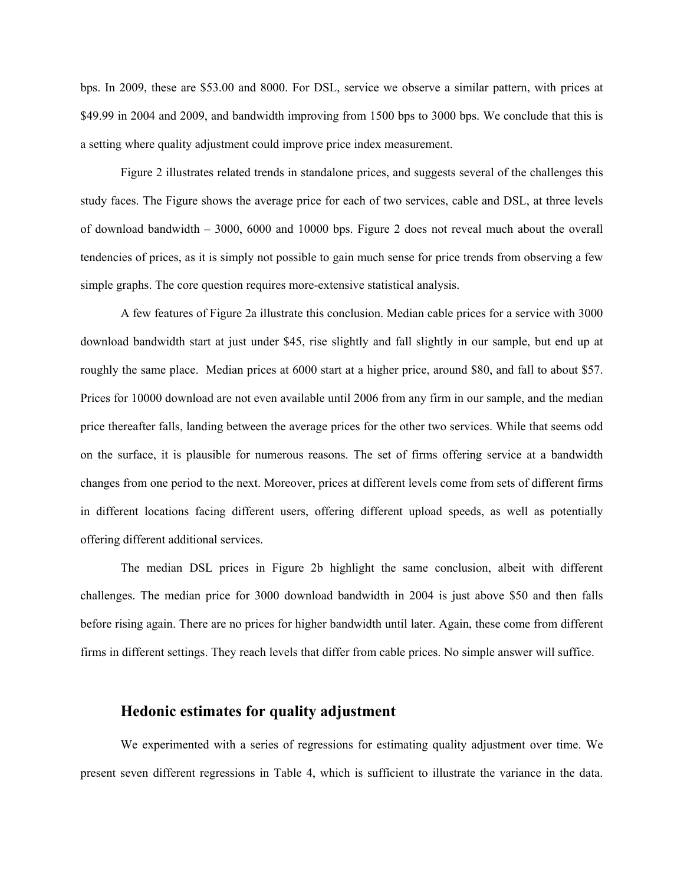bps. In 2009, these are \$53.00 and 8000. For DSL, service we observe a similar pattern, with prices at \$49.99 in 2004 and 2009, and bandwidth improving from 1500 bps to 3000 bps. We conclude that this is a setting where quality adjustment could improve price index measurement.

Figure 2 illustrates related trends in standalone prices, and suggests several of the challenges this study faces. The Figure shows the average price for each of two services, cable and DSL, at three levels of download bandwidth – 3000, 6000 and 10000 bps. Figure 2 does not reveal much about the overall tendencies of prices, as it is simply not possible to gain much sense for price trends from observing a few simple graphs. The core question requires more-extensive statistical analysis.

A few features of Figure 2a illustrate this conclusion. Median cable prices for a service with 3000 download bandwidth start at just under \$45, rise slightly and fall slightly in our sample, but end up at roughly the same place. Median prices at 6000 start at a higher price, around \$80, and fall to about \$57. Prices for 10000 download are not even available until 2006 from any firm in our sample, and the median price thereafter falls, landing between the average prices for the other two services. While that seems odd on the surface, it is plausible for numerous reasons. The set of firms offering service at a bandwidth changes from one period to the next. Moreover, prices at different levels come from sets of different firms in different locations facing different users, offering different upload speeds, as well as potentially offering different additional services.

The median DSL prices in Figure 2b highlight the same conclusion, albeit with different challenges. The median price for 3000 download bandwidth in 2004 is just above \$50 and then falls before rising again. There are no prices for higher bandwidth until later. Again, these come from different firms in different settings. They reach levels that differ from cable prices. No simple answer will suffice.

## Hedonic estimates for quality adjustment

We experimented with a series of regressions for estimating quality adjustment over time. We present seven different regressions in Table 4, which is sufficient to illustrate the variance in the data.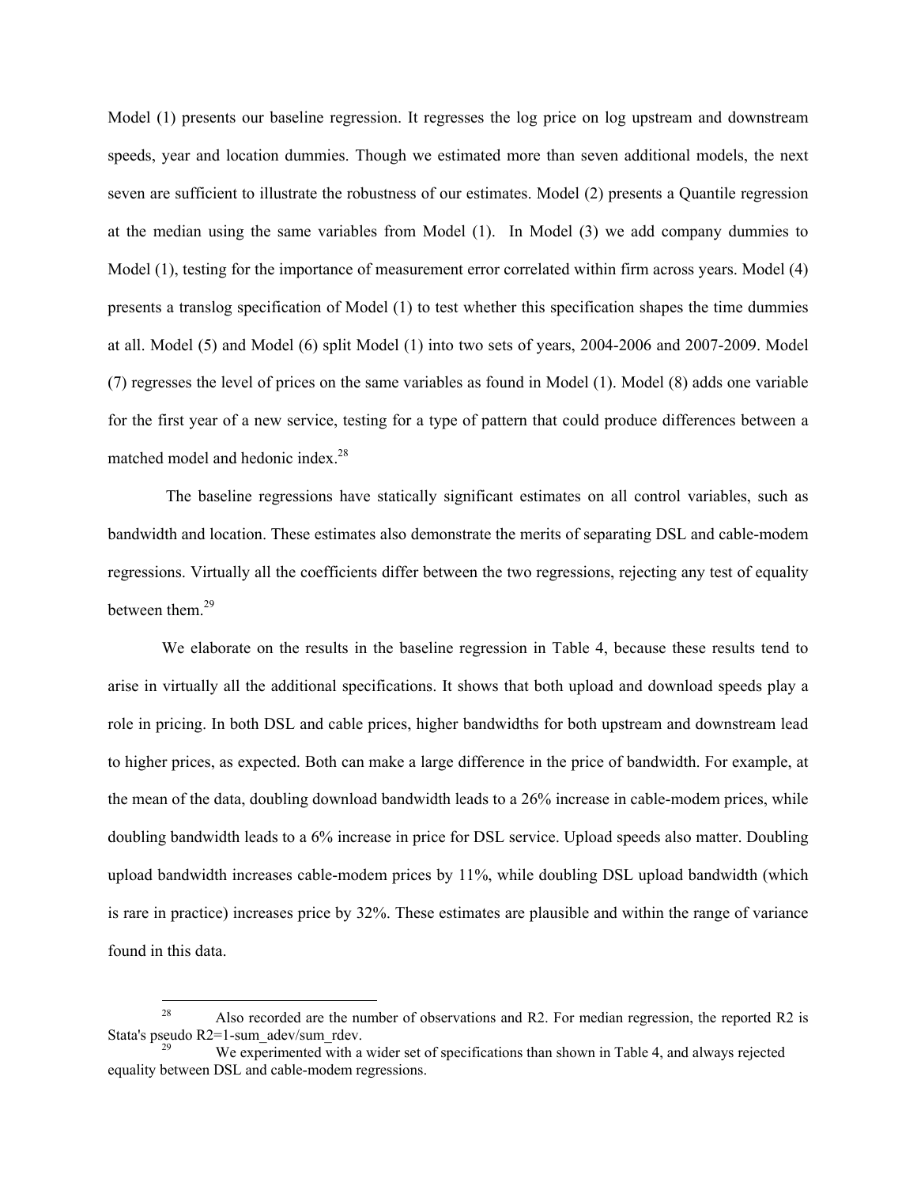Model (1) presents our baseline regression. It regresses the log price on log upstream and downstream speeds, year and location dummies. Though we estimated more than seven additional models, the next seven are sufficient to illustrate the robustness of our estimates. Model (2) presents a Quantile regression at the median using the same variables from Model (1). In Model (3) we add company dummies to Model (1), testing for the importance of measurement error correlated within firm across years. Model (4) presents a translog specification of Model (1) to test whether this specification shapes the time dummies at all. Model (5) and Model (6) split Model (1) into two sets of years, 2004-2006 and 2007-2009. Model (7) regresses the level of prices on the same variables as found in Model (1). Model (8) adds one variable for the first year of a new service, testing for a type of pattern that could produce differences between a matched model and hedonic index.[28]

The baseline regressions have statically significant estimates on all control variables, such as bandwidth and location. These estimates also demonstrate the merits of separating DSL and cable-modem regressions. Virtually all the coefficients differ between the two regressions, rejecting any test of equality between them.[29]

We elaborate on the results in the baseline regression in Table 4, because these results tend to arise in virtually all the additional specifications. It shows that both upload and download speeds play a role in pricing. In both DSL and cable prices, higher bandwidths for both upstream and downstream lead to higher prices, as expected. Both can make a large difference in the price of bandwidth. For example, at the mean of the data, doubling download bandwidth leads to a 26% increase in cable-modem prices, while doubling bandwidth leads to a 6% increase in price for DSL service. Upload speeds also matter. Doubling upload bandwidth increases cable-modem prices by 11%, while doubling DSL upload bandwidth (which is rare in practice) increases price by 32%. These estimates are plausible and within the range of variance found in this data.

---

[28] Also recorded are the number of observations and R2. For median regression, the reported R2 is Stata's pseudo R2=1-sum_adev/sum_rdev.

[29] We experimented with a wider set of specifications than shown in Table 4, and always rejected equality between DSL and cable-modem regressions.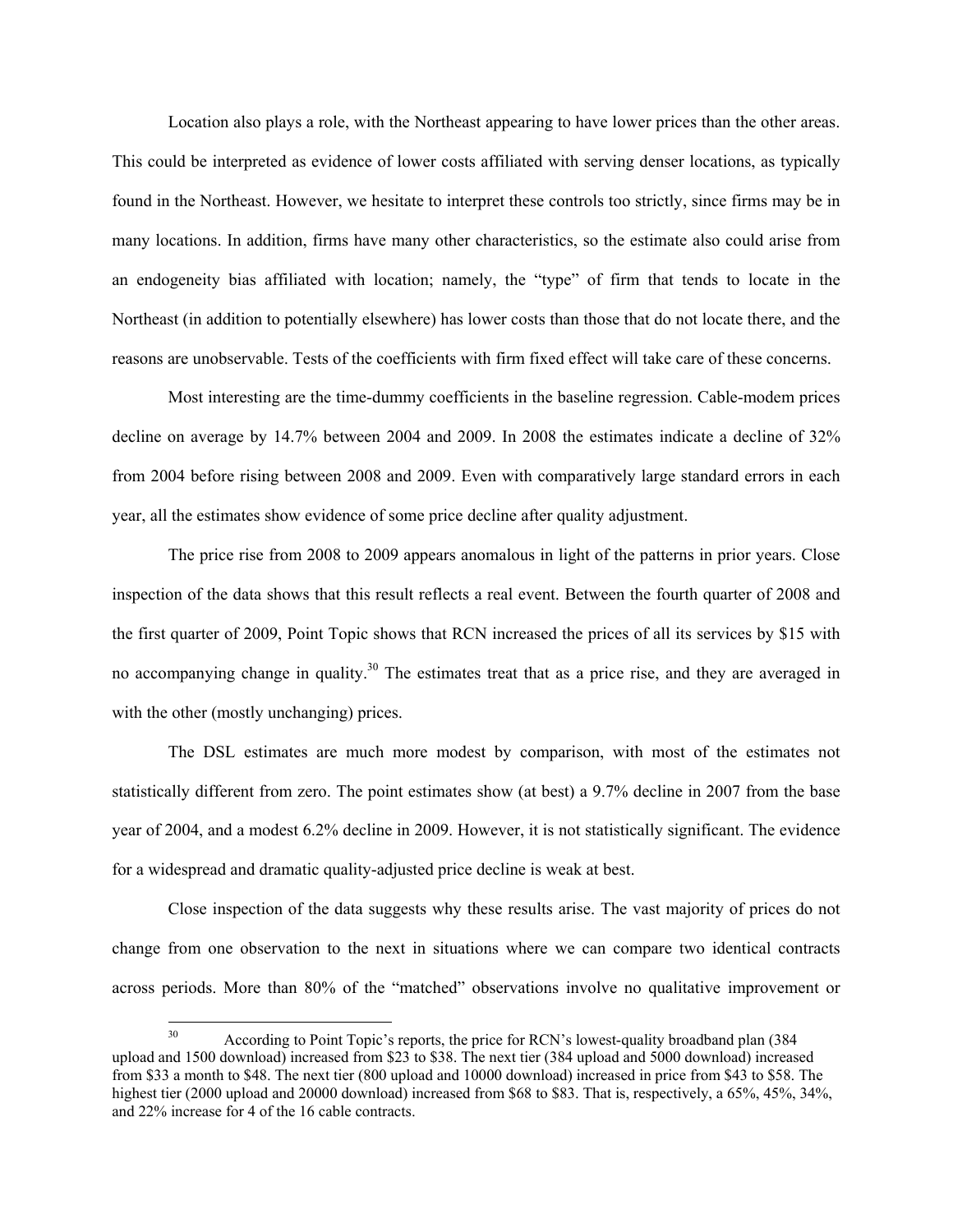Location also plays a role, with the Northeast appearing to have lower prices than the other areas. This could be interpreted as evidence of lower costs affiliated with serving denser locations, as typically found in the Northeast. However, we hesitate to interpret these controls too strictly, since firms may be in many locations. In addition, firms have many other characteristics, so the estimate also could arise from an endogeneity bias affiliated with location; namely, the "type" of firm that tends to locate in the Northeast (in addition to potentially elsewhere) has lower costs than those that do not locate there, and the reasons are unobservable. Tests of the coefficients with firm fixed effect will take care of these concerns.

Most interesting are the time-dummy coefficients in the baseline regression. Cable-modem prices decline on average by 14.7% between 2004 and 2009. In 2008 the estimates indicate a decline of 32% from 2004 before rising between 2008 and 2009. Even with comparatively large standard errors in each year, all the estimates show evidence of some price decline after quality adjustment.

The price rise from 2008 to 2009 appears anomalous in light of the patterns in prior years. Close inspection of the data shows that this result reflects a real event. Between the fourth quarter of 2008 and the first quarter of 2009, Point Topic shows that RCN increased the prices of all its services by $15 with no accompanying change in quality.[30] The estimates treat that as a price rise, and they are averaged in with the other (mostly unchanging) prices.

The DSL estimates are much more modest by comparison, with most of the estimates not statistically different from zero. The point estimates show (at best) a 9.7% decline in 2007 from the base year of 2004, and a modest 6.2% decline in 2009. However, it is not statistically significant. The evidence for a widespread and dramatic quality-adjusted price decline is weak at best.

Close inspection of the data suggests why these results arise. The vast majority of prices do not change from one observation to the next in situations where we can compare two identical contracts across periods. More than 80% of the "matched" observations involve no qualitative improvement or

[30] According to Point Topic's reports, the price for RCN's lowest-quality broadband plan (384 upload and 1500 download) increased from $23 to $38. The next tier (384 upload and 5000 download) increased from $33 a month to $48. The next tier (800 upload and 10000 download) increased in price from $43 to $58. The highest tier (2000 upload and 20000 download) increased from $68 to $83. That is, respectively, a 65%, 45%, 34%, and 22% increase for 4 of the 16 cable contracts.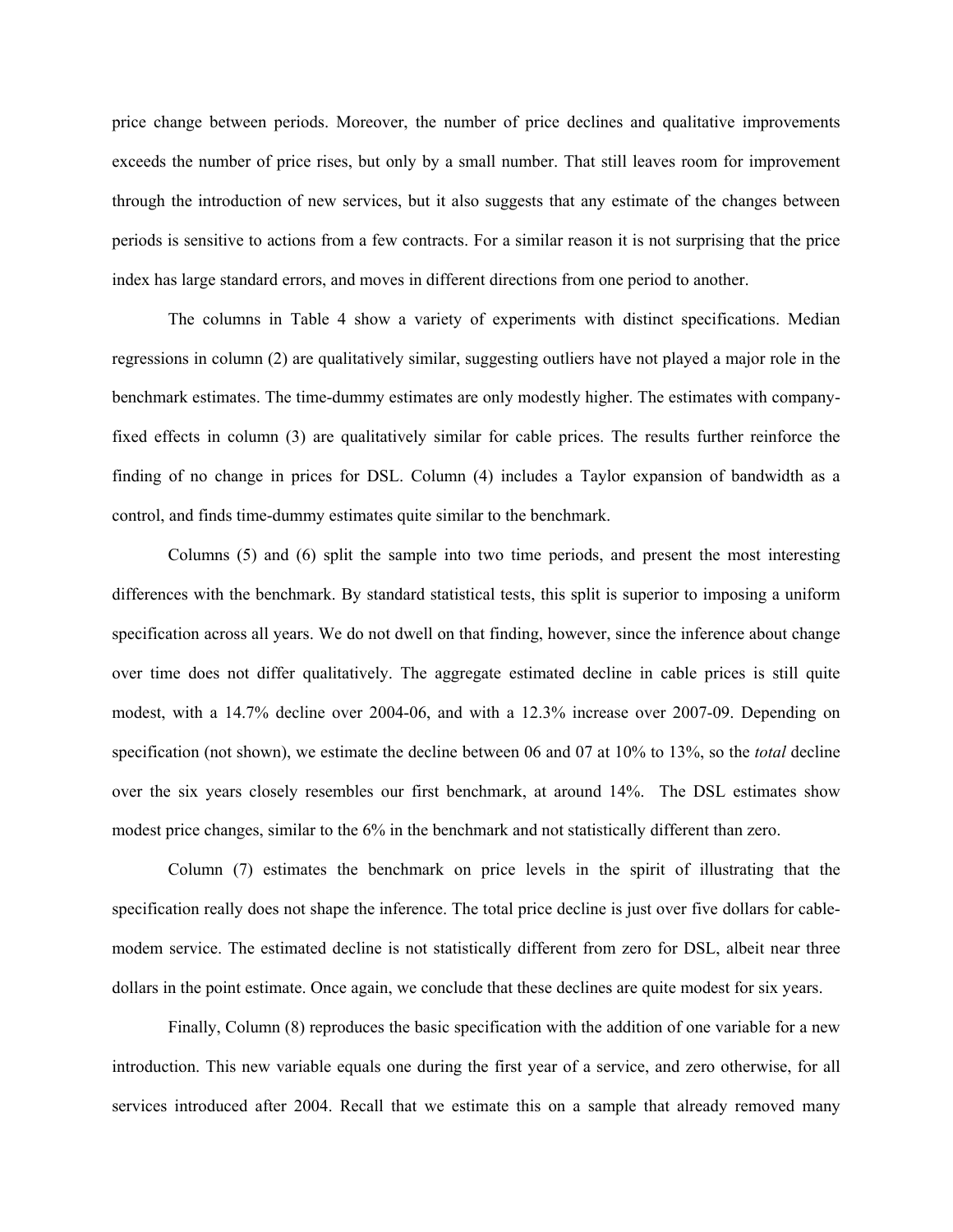price change between periods. Moreover, the number of price declines and qualitative improvements exceeds the number of price rises, but only by a small number. That still leaves room for improvement through the introduction of new services, but it also suggests that any estimate of the changes between periods is sensitive to actions from a few contracts. For a similar reason it is not surprising that the price index has large standard errors, and moves in different directions from one period to another.

The columns in Table 4 show a variety of experiments with distinct specifications. Median regressions in column (2) are qualitatively similar, suggesting outliers have not played a major role in the benchmark estimates. The time-dummy estimates are only modestly higher. The estimates with company-fixed effects in column (3) are qualitatively similar for cable prices. The results further reinforce the finding of no change in prices for DSL. Column (4) includes a Taylor expansion of bandwidth as a control, and finds time-dummy estimates quite similar to the benchmark.

Columns (5) and (6) split the sample into two time periods, and present the most interesting differences with the benchmark. By standard statistical tests, this split is superior to imposing a uniform specification across all years. We do not dwell on that finding, however, since the inference about change over time does not differ qualitatively. The aggregate estimated decline in cable prices is still quite modest, with a 14.7% decline over 2004-06, and with a 12.3% increase over 2007-09. Depending on specification (not shown), we estimate the decline between 06 and 07 at 10% to 13%, so the *total* decline over the six years closely resembles our first benchmark, at around 14%. The DSL estimates show modest price changes, similar to the 6% in the benchmark and not statistically different than zero.

Column (7) estimates the benchmark on price levels in the spirit of illustrating that the specification really does not shape the inference. The total price decline is just over five dollars for cable-modem service. The estimated decline is not statistically different from zero for DSL, albeit near three dollars in the point estimate. Once again, we conclude that these declines are quite modest for six years.

Finally, Column (8) reproduces the basic specification with the addition of one variable for a new introduction. This new variable equals one during the first year of a service, and zero otherwise, for all services introduced after 2004. Recall that we estimate this on a sample that already removed many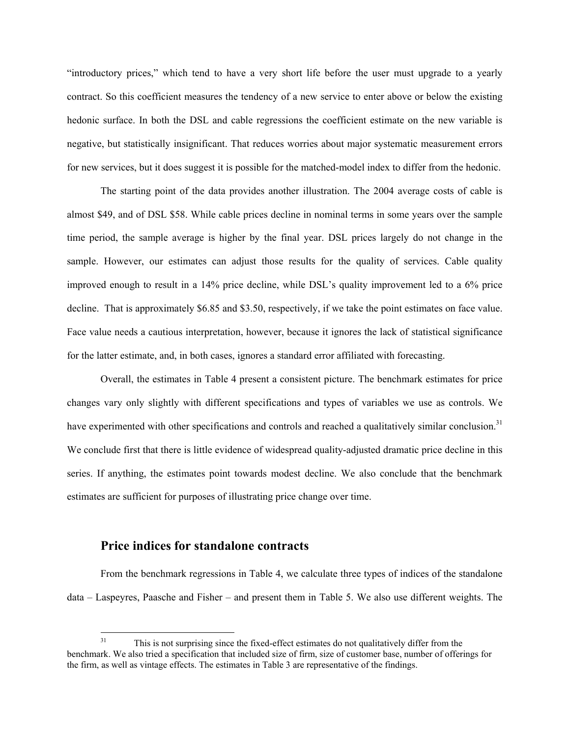"introductory prices," which tend to have a very short life before the user must upgrade to a yearly contract. So this coefficient measures the tendency of a new service to enter above or below the existing hedonic surface. In both the DSL and cable regressions the coefficient estimate on the new variable is negative, but statistically insignificant. That reduces worries about major systematic measurement errors for new services, but it does suggest it is possible for the matched-model index to differ from the hedonic.

The starting point of the data provides another illustration. The 2004 average costs of cable is almost $49, and of DSL $58. While cable prices decline in nominal terms in some years over the sample time period, the sample average is higher by the final year. DSL prices largely do not change in the sample. However, our estimates can adjust those results for the quality of services. Cable quality improved enough to result in a 14% price decline, while DSL's quality improvement led to a 6% price decline. That is approximately $6.85 and $3.50, respectively, if we take the point estimates on face value. Face value needs a cautious interpretation, however, because it ignores the lack of statistical significance for the latter estimate, and, in both cases, ignores a standard error affiliated with forecasting.

Overall, the estimates in Table 4 present a consistent picture. The benchmark estimates for price changes vary only slightly with different specifications and types of variables we use as controls. We have experimented with other specifications and controls and reached a qualitatively similar conclusion.[31] We conclude first that there is little evidence of widespread quality-adjusted dramatic price decline in this series. If anything, the estimates point towards modest decline. We also conclude that the benchmark estimates are sufficient for purposes of illustrating price change over time.

## Price indices for standalone contracts

From the benchmark regressions in Table 4, we calculate three types of indices of the standalone data – Laspeyres, Paasche and Fisher – and present them in Table 5. We also use different weights. The

[31] This is not surprising since the fixed-effect estimates do not qualitatively differ from the benchmark. We also tried a specification that included size of firm, size of customer base, number of offerings for the firm, as well as vintage effects. The estimates in Table 3 are representative of the findings.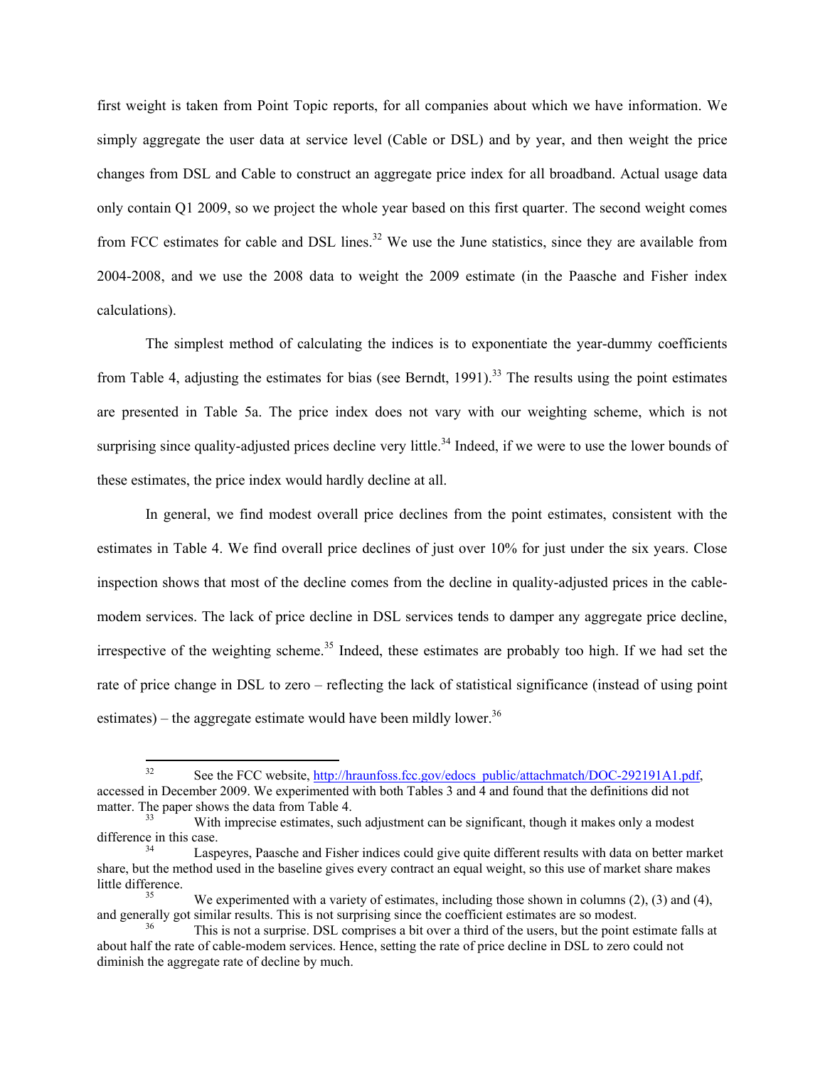first weight is taken from Point Topic reports, for all companies about which we have information. We simply aggregate the user data at service level (Cable or DSL) and by year, and then weight the price changes from DSL and Cable to construct an aggregate price index for all broadband. Actual usage data only contain Q1 2009, so we project the whole year based on this first quarter. The second weight comes from FCC estimates for cable and DSL lines.[32] We use the June statistics, since they are available from 2004-2008, and we use the 2008 data to weight the 2009 estimate (in the Paasche and Fisher index calculations).

The simplest method of calculating the indices is to exponentiate the year-dummy coefficients from Table 4, adjusting the estimates for bias (see Berndt, 1991).[33] The results using the point estimates are presented in Table 5a. The price index does not vary with our weighting scheme, which is not surprising since quality-adjusted prices decline very little.[34] Indeed, if we were to use the lower bounds of these estimates, the price index would hardly decline at all.

In general, we find modest overall price declines from the point estimates, consistent with the estimates in Table 4. We find overall price declines of just over 10% for just under the six years. Close inspection shows that most of the decline comes from the decline in quality-adjusted prices in the cable-modem services. The lack of price decline in DSL services tends to damper any aggregate price decline, irrespective of the weighting scheme.[35] Indeed, these estimates are probably too high. If we had set the rate of price change in DSL to zero – reflecting the lack of statistical significance (instead of using point estimates) – the aggregate estimate would have been mildly lower.[36]

---

[32] See the FCC website, http://hraunfoss.fcc.gov/edocs_public/attachmatch/DOC-292191A1.pdf, accessed in December 2009. We experimented with both Tables 3 and 4 and found that the definitions did not matter. The paper shows the data from Table 4.

[33] With imprecise estimates, such adjustment can be significant, though it makes only a modest difference in this case.

[34] Laspeyres, Paasche and Fisher indices could give quite different results with data on better market share, but the method used in the baseline gives every contract an equal weight, so this use of market share makes little difference.

[35] We experimented with a variety of estimates, including those shown in columns (2), (3) and (4), and generally got similar results. This is not surprising since the coefficient estimates are so modest.

[36] This is not a surprise. DSL comprises a bit over a third of the users, but the point estimate falls at about half the rate of cable-modem services. Hence, setting the rate of price decline in DSL to zero could not diminish the aggregate rate of decline by much.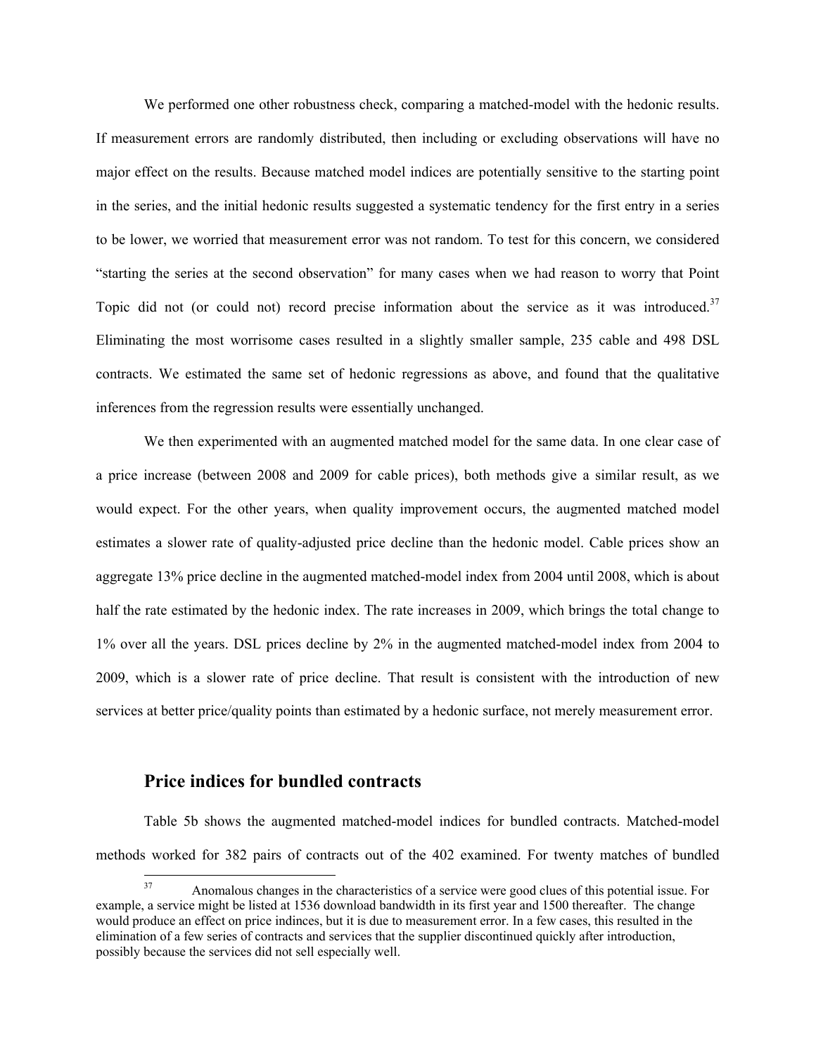We performed one other robustness check, comparing a matched-model with the hedonic results. If measurement errors are randomly distributed, then including or excluding observations will have no major effect on the results. Because matched model indices are potentially sensitive to the starting point in the series, and the initial hedonic results suggested a systematic tendency for the first entry in a series to be lower, we worried that measurement error was not random. To test for this concern, we considered "starting the series at the second observation" for many cases when we had reason to worry that Point Topic did not (or could not) record precise information about the service as it was introduced.[37] Eliminating the most worrisome cases resulted in a slightly smaller sample, 235 cable and 498 DSL contracts. We estimated the same set of hedonic regressions as above, and found that the qualitative inferences from the regression results were essentially unchanged.

We then experimented with an augmented matched model for the same data. In one clear case of a price increase (between 2008 and 2009 for cable prices), both methods give a similar result, as we would expect. For the other years, when quality improvement occurs, the augmented matched model estimates a slower rate of quality-adjusted price decline than the hedonic model. Cable prices show an aggregate 13% price decline in the augmented matched-model index from 2004 until 2008, which is about half the rate estimated by the hedonic index. The rate increases in 2009, which brings the total change to 1% over all the years. DSL prices decline by 2% in the augmented matched-model index from 2004 to 2009, which is a slower rate of price decline. That result is consistent with the introduction of new services at better price/quality points than estimated by a hedonic surface, not merely measurement error.

## Price indices for bundled contracts

Table 5b shows the augmented matched-model indices for bundled contracts. Matched-model methods worked for 382 pairs of contracts out of the 402 examined. For twenty matches of bundled

---

[37] Anomalous changes in the characteristics of a service were good clues of this potential issue. For example, a service might be listed at 1536 download bandwidth in its first year and 1500 thereafter. The change would produce an effect on price indinces, but it is due to measurement error. In a few cases, this resulted in the elimination of a few series of contracts and services that the supplier discontinued quickly after introduction, possibly because the services did not sell especially well.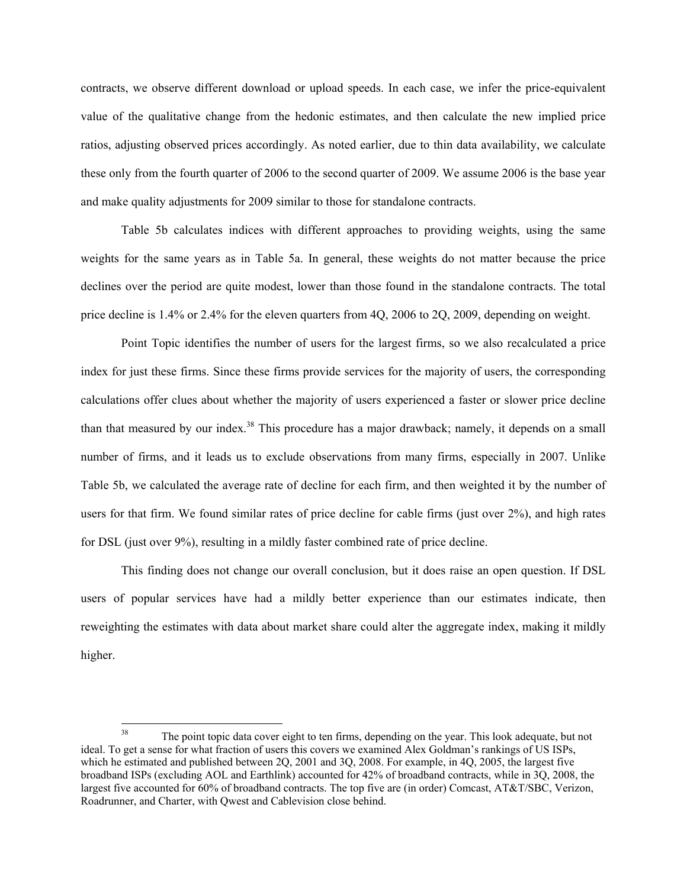contracts, we observe different download or upload speeds. In each case, we infer the price-equivalent value of the qualitative change from the hedonic estimates, and then calculate the new implied price ratios, adjusting observed prices accordingly. As noted earlier, due to thin data availability, we calculate these only from the fourth quarter of 2006 to the second quarter of 2009. We assume 2006 is the base year and make quality adjustments for 2009 similar to those for standalone contracts.

Table 5b calculates indices with different approaches to providing weights, using the same weights for the same years as in Table 5a. In general, these weights do not matter because the price declines over the period are quite modest, lower than those found in the standalone contracts. The total price decline is 1.4% or 2.4% for the eleven quarters from 4Q, 2006 to 2Q, 2009, depending on weight.

Point Topic identifies the number of users for the largest firms, so we also recalculated a price index for just these firms. Since these firms provide services for the majority of users, the corresponding calculations offer clues about whether the majority of users experienced a faster or slower price decline than that measured by our index.[38] This procedure has a major drawback; namely, it depends on a small number of firms, and it leads us to exclude observations from many firms, especially in 2007. Unlike Table 5b, we calculated the average rate of decline for each firm, and then weighted it by the number of users for that firm. We found similar rates of price decline for cable firms (just over 2%), and high rates for DSL (just over 9%), resulting in a mildly faster combined rate of price decline.

This finding does not change our overall conclusion, but it does raise an open question. If DSL users of popular services have had a mildly better experience than our estimates indicate, then reweighting the estimates with data about market share could alter the aggregate index, making it mildly higher.

[38] The point topic data cover eight to ten firms, depending on the year. This look adequate, but not ideal. To get a sense for what fraction of users this covers we examined Alex Goldman's rankings of US ISPs, which he estimated and published between 2Q, 2001 and 3Q, 2008. For example, in 4Q, 2005, the largest five broadband ISPs (excluding AOL and Earthlink) accounted for 42% of broadband contracts, while in 3Q, 2008, the largest five accounted for 60% of broadband contracts. The top five are (in order) Comcast, AT&T/SBC, Verizon, Roadrunner, and Charter, with Qwest and Cablevision close behind.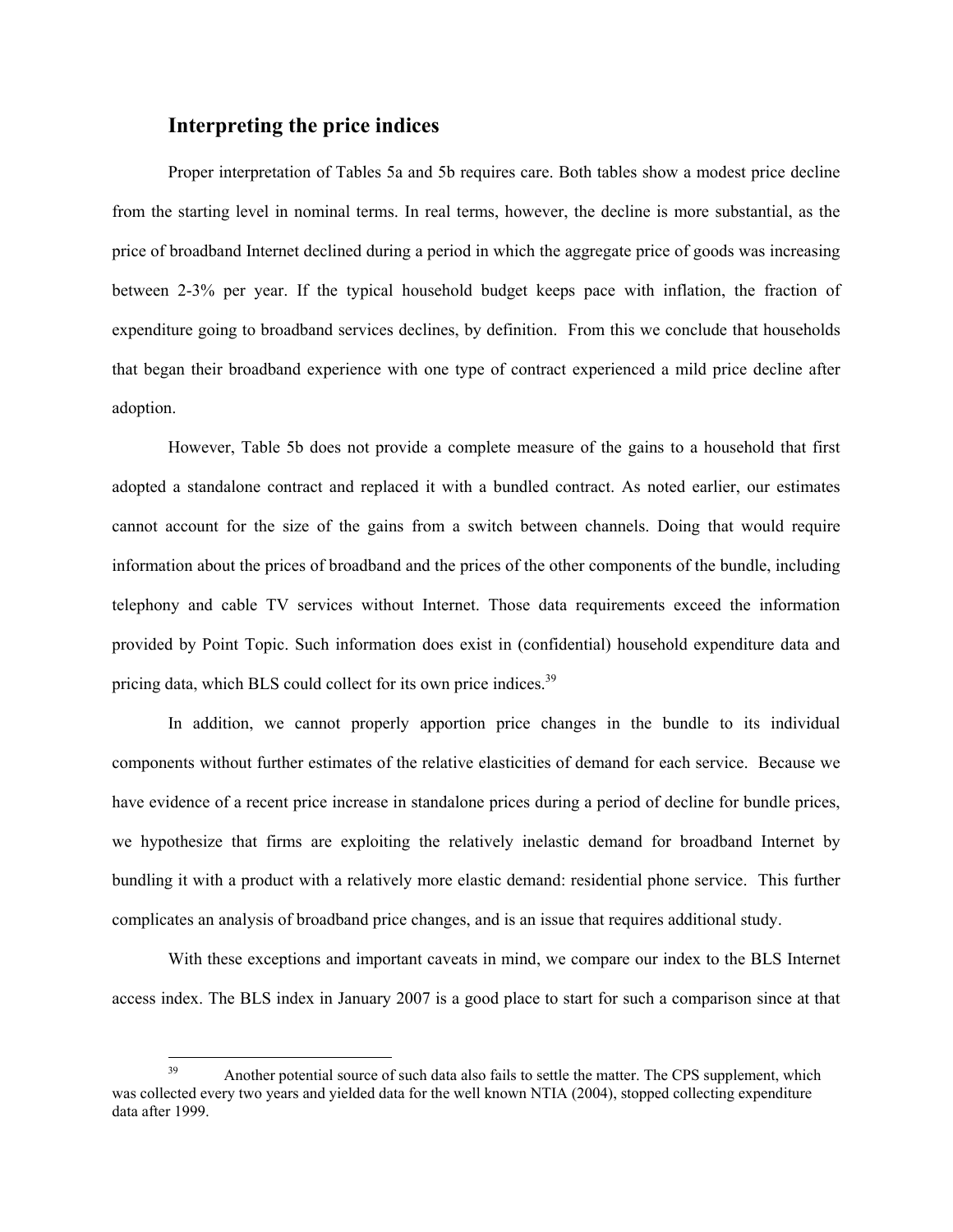## Interpreting the price indices

Proper interpretation of Tables 5a and 5b requires care. Both tables show a modest price decline from the starting level in nominal terms. In real terms, however, the decline is more substantial, as the price of broadband Internet declined during a period in which the aggregate price of goods was increasing between 2-3% per year. If the typical household budget keeps pace with inflation, the fraction of expenditure going to broadband services declines, by definition. From this we conclude that households that began their broadband experience with one type of contract experienced a mild price decline after adoption.

However, Table 5b does not provide a complete measure of the gains to a household that first adopted a standalone contract and replaced it with a bundled contract. As noted earlier, our estimates cannot account for the size of the gains from a switch between channels. Doing that would require information about the prices of broadband and the prices of the other components of the bundle, including telephony and cable TV services without Internet. Those data requirements exceed the information provided by Point Topic. Such information does exist in (confidential) household expenditure data and pricing data, which BLS could collect for its own price indices.[39]

In addition, we cannot properly apportion price changes in the bundle to its individual components without further estimates of the relative elasticities of demand for each service. Because we have evidence of a recent price increase in standalone prices during a period of decline for bundle prices, we hypothesize that firms are exploiting the relatively inelastic demand for broadband Internet by bundling it with a product with a relatively more elastic demand: residential phone service. This further complicates an analysis of broadband price changes, and is an issue that requires additional study.

With these exceptions and important caveats in mind, we compare our index to the BLS Internet access index. The BLS index in January 2007 is a good place to start for such a comparison since at that

[39] Another potential source of such data also fails to settle the matter. The CPS supplement, which was collected every two years and yielded data for the well known NTIA (2004), stopped collecting expenditure data after 1999.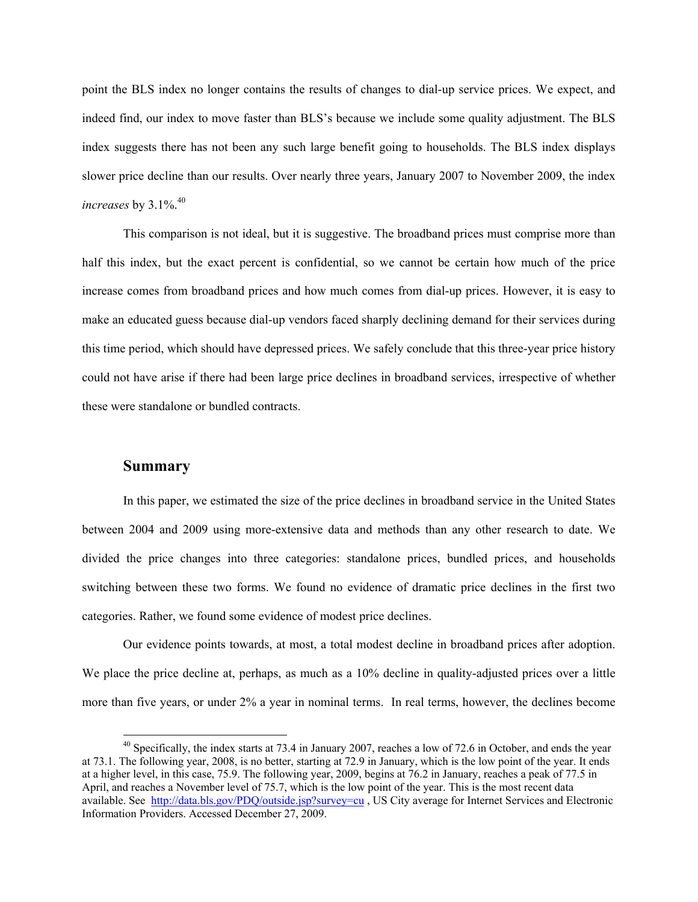point the BLS index no longer contains the results of changes to dial-up service prices. We expect, and indeed find, our index to move faster than BLS's because we include some quality adjustment. The BLS index suggests there has not been any such large benefit going to households. The BLS index displays slower price decline than our results. Over nearly three years, January 2007 to November 2009, the index *increases* by 3.1%.[40]

This comparison is not ideal, but it is suggestive. The broadband prices must comprise more than half this index, but the exact percent is confidential, so we cannot be certain how much of the price increase comes from broadband prices and how much comes from dial-up prices. However, it is easy to make an educated guess because dial-up vendors faced sharply declining demand for their services during this time period, which should have depressed prices. We safely conclude that this three-year price history could not have arise if there had been large price declines in broadband services, irrespective of whether these were standalone or bundled contracts.

## Summary

In this paper, we estimated the size of the price declines in broadband service in the United States between 2004 and 2009 using more-extensive data and methods than any other research to date. We divided the price changes into three categories: standalone prices, bundled prices, and households switching between these two forms. We found no evidence of dramatic price declines in the first two categories. Rather, we found some evidence of modest price declines.

Our evidence points towards, at most, a total modest decline in broadband prices after adoption. We place the price decline at, perhaps, as much as a 10% decline in quality-adjusted prices over a little more than five years, or under 2% a year in nominal terms. In real terms, however, the declines become

[40] Specifically, the index starts at 73.4 in January 2007, reaches a low of 72.6 in October, and ends the year at 73.1. The following year, 2008, is no better, starting at 72.9 in January, which is the low point of the year. It ends at a higher level, in this case, 75.9. The following year, 2009, begins at 76.2 in January, reaches a peak of 77.5 in April, and reaches a November level of 75.7, which is the low point of the year. This is the most recent data available. See http://data.bls.gov/PDQ/outside.jsp?survey=cu , US City average for Internet Services and Electronic Information Providers. Accessed December 27, 2009.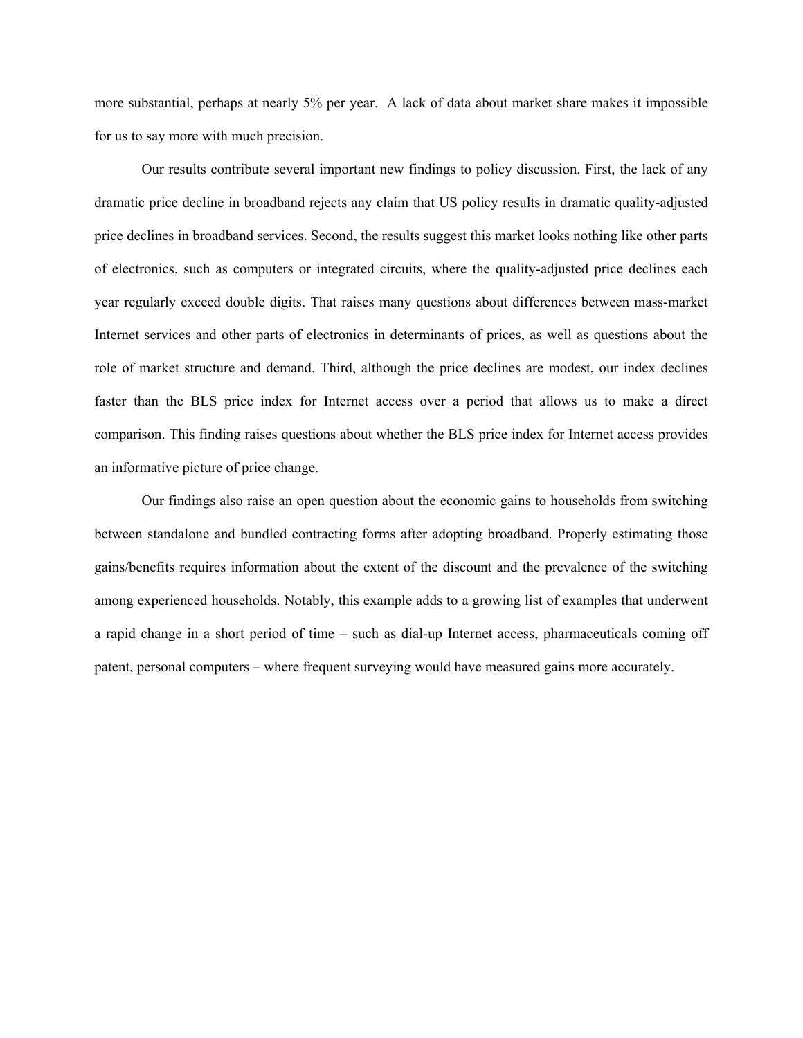more substantial, perhaps at nearly 5% per year. A lack of data about market share makes it impossible for us to say more with much precision.

Our results contribute several important new findings to policy discussion. First, the lack of any dramatic price decline in broadband rejects any claim that US policy results in dramatic quality-adjusted price declines in broadband services. Second, the results suggest this market looks nothing like other parts of electronics, such as computers or integrated circuits, where the quality-adjusted price declines each year regularly exceed double digits. That raises many questions about differences between mass-market Internet services and other parts of electronics in determinants of prices, as well as questions about the role of market structure and demand. Third, although the price declines are modest, our index declines faster than the BLS price index for Internet access over a period that allows us to make a direct comparison. This finding raises questions about whether the BLS price index for Internet access provides an informative picture of price change.

Our findings also raise an open question about the economic gains to households from switching between standalone and bundled contracting forms after adopting broadband. Properly estimating those gains/benefits requires information about the extent of the discount and the prevalence of the switching among experienced households. Notably, this example adds to a growing list of examples that underwent a rapid change in a short period of time – such as dial-up Internet access, pharmaceuticals coming off patent, personal computers – where frequent surveying would have measured gains more accurately.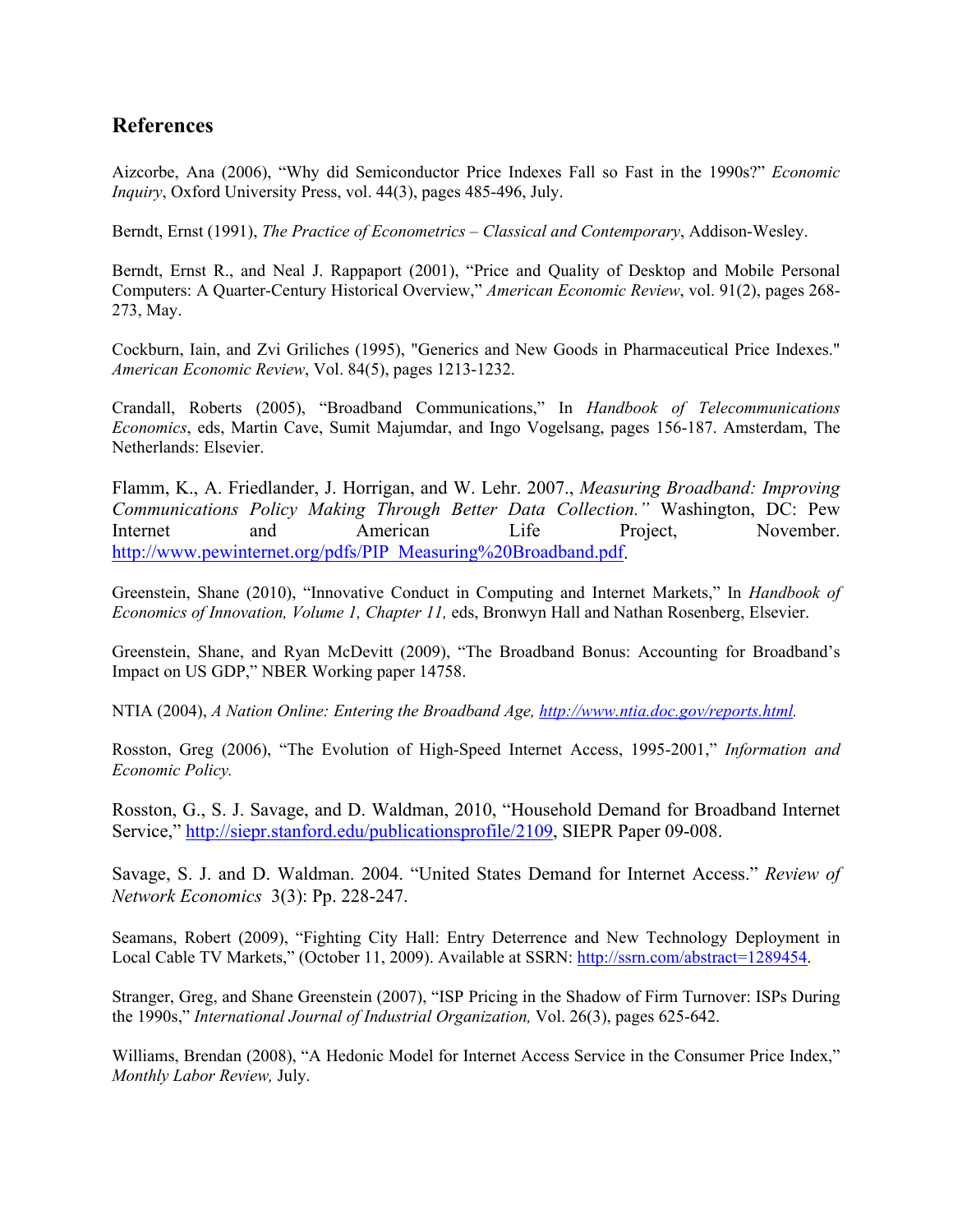## References

Aizcorbe, Ana (2006), "Why did Semiconductor Price Indexes Fall so Fast in the 1990s?" *Economic Inquiry*, Oxford University Press, vol. 44(3), pages 485-496, July.

Berndt, Ernst (1991), *The Practice of Econometrics – Classical and Contemporary*, Addison-Wesley.

Berndt, Ernst R., and Neal J. Rappaport (2001), "Price and Quality of Desktop and Mobile Personal Computers: A Quarter-Century Historical Overview," *American Economic Review*, vol. 91(2), pages 268-273, May.

Cockburn, Iain, and Zvi Griliches (1995), "Generics and New Goods in Pharmaceutical Price Indexes." *American Economic Review*, Vol. 84(5), pages 1213-1232.

Crandall, Roberts (2005), "Broadband Communications," In *Handbook of Telecommunications Economics*, eds, Martin Cave, Sumit Majumdar, and Ingo Vogelsang, pages 156-187. Amsterdam, The Netherlands: Elsevier.

Flamm, K., A. Friedlander, J. Horrigan, and W. Lehr. 2007., *Measuring Broadband: Improving Communications Policy Making Through Better Data Collection."* Washington, DC: Pew Internet and American Life Project, November. http://www.pewinternet.org/pdfs/PIP_Measuring%20Broadband.pdf.

Greenstein, Shane (2010), "Innovative Conduct in Computing and Internet Markets," In *Handbook of Economics of Innovation, Volume 1, Chapter 11,* eds, Bronwyn Hall and Nathan Rosenberg, Elsevier.

Greenstein, Shane, and Ryan McDevitt (2009), "The Broadband Bonus: Accounting for Broadband's Impact on US GDP," NBER Working paper 14758.

NTIA (2004), *A Nation Online: Entering the Broadband Age, http://www.ntia.doc.gov/reports.html.*

Rosston, Greg (2006), "The Evolution of High-Speed Internet Access, 1995-2001," *Information and Economic Policy.*

Rosston, G., S. J. Savage, and D. Waldman, 2010, "Household Demand for Broadband Internet Service," http://siepr.stanford.edu/publicationsprofile/2109, SIEPR Paper 09-008.

Savage, S. J. and D. Waldman. 2004. "United States Demand for Internet Access." *Review of Network Economics* 3(3): Pp. 228-247.

Seamans, Robert (2009), "Fighting City Hall: Entry Deterrence and New Technology Deployment in Local Cable TV Markets," (October 11, 2009). Available at SSRN: http://ssrn.com/abstract=1289454.

Stranger, Greg, and Shane Greenstein (2007), "ISP Pricing in the Shadow of Firm Turnover: ISPs During the 1990s," *International Journal of Industrial Organization,* Vol. 26(3), pages 625-642.

Williams, Brendan (2008), "A Hedonic Model for Internet Access Service in the Consumer Price Index," *Monthly Labor Review,* July.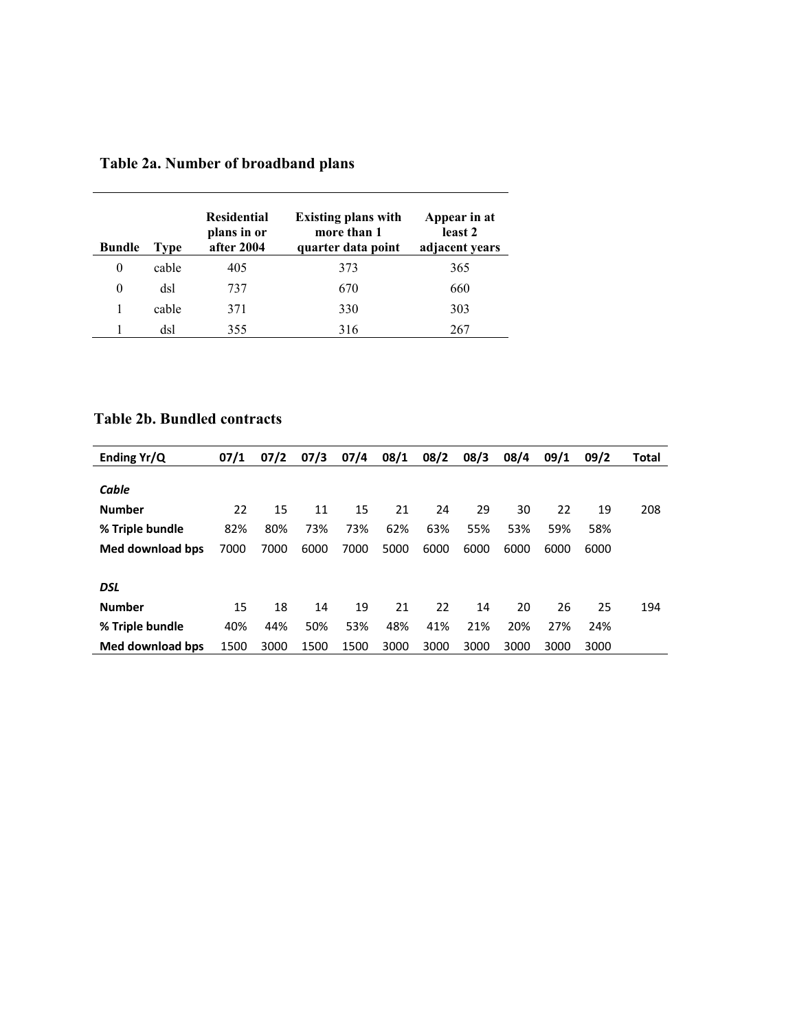## Table 2a. Number of broadband plans

| Bundle | Type | Residential plans in or after 2004 | Existing plans with more than 1 quarter data point | Appear in at least 2 adjacent years |
|---|---|---|---|---|
| 0 | cable | 405 | 373 | 365 |
| 0 | dsl | 737 | 670 | 660 |
| 1 | cable | 371 | 330 | 303 |
| 1 | dsl | 355 | 316 | 267 |

## Table 2b. Bundled contracts

| Ending Yr/Q | 07/1 | 07/2 | 07/3 | 07/4 | 08/1 | 08/2 | 08/3 | 08/4 | 09/1 | 09/2 | Total |
|---|---|---|---|---|---|---|---|---|---|---|---|
| ***Cable*** | | | | | | | | | | | |
| **Number** | 22 | 15 | 11 | 15 | 21 | 24 | 29 | 30 | 22 | 19 | 208 |
| **% Triple bundle** | 82% | 80% | 73% | 73% | 62% | 63% | 55% | 53% | 59% | 58% | |
| **Med download bps** | 7000 | 7000 | 6000 | 7000 | 5000 | 6000 | 6000 | 6000 | 6000 | 6000 | |
| ***DSL*** | | | | | | | | | | | |
| **Number** | 15 | 18 | 14 | 19 | 21 | 22 | 14 | 20 | 26 | 25 | 194 |
| **% Triple bundle** | 40% | 44% | 50% | 53% | 48% | 41% | 21% | 20% | 27% | 24% | |
| **Med download bps** | 1500 | 3000 | 1500 | 1500 | 3000 | 3000 | 3000 | 3000 | 3000 | 3000 | |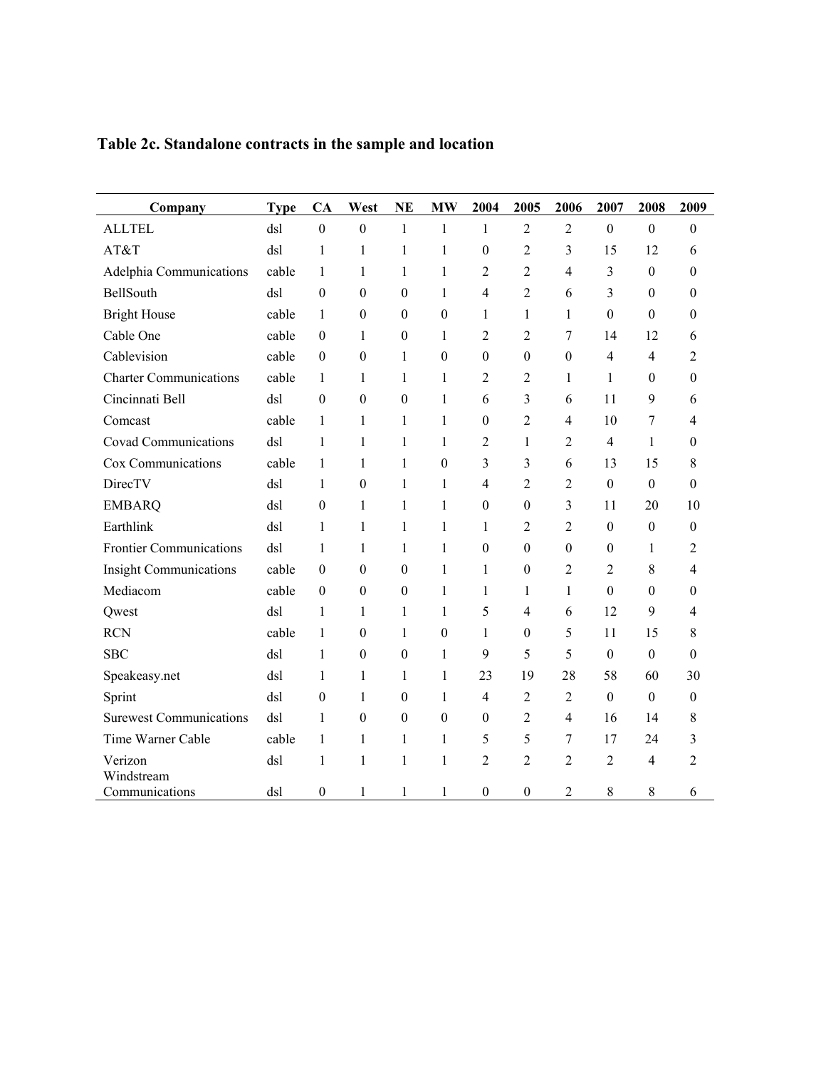**Table 2c. Standalone contracts in the sample and location**

| Company | Type | CA | West | NE | MW | 2004 | 2005 | 2006 | 2007 | 2008 | 2009 |
|---|---|---|---|---|---|---|---|---|---|---|---|
| ALLTEL | dsl | 0 | 0 | 1 | 1 | 1 | 2 | 2 | 0 | 0 | 0 |
| AT&T | dsl | 1 | 1 | 1 | 1 | 0 | 2 | 3 | 15 | 12 | 6 |
| Adelphia Communications | cable | 1 | 1 | 1 | 1 | 2 | 2 | 4 | 3 | 0 | 0 |
| BellSouth | dsl | 0 | 0 | 0 | 1 | 4 | 2 | 6 | 3 | 0 | 0 |
| Bright House | cable | 1 | 0 | 0 | 0 | 1 | 1 | 1 | 0 | 0 | 0 |
| Cable One | cable | 0 | 1 | 0 | 1 | 2 | 2 | 7 | 14 | 12 | 6 |
| Cablevision | cable | 0 | 0 | 1 | 0 | 0 | 0 | 0 | 4 | 4 | 2 |
| Charter Communications | cable | 1 | 1 | 1 | 1 | 2 | 2 | 1 | 1 | 0 | 0 |
| Cincinnati Bell | dsl | 0 | 0 | 0 | 1 | 6 | 3 | 6 | 11 | 9 | 6 |
| Comcast | cable | 1 | 1 | 1 | 1 | 0 | 2 | 4 | 10 | 7 | 4 |
| Covad Communications | dsl | 1 | 1 | 1 | 1 | 2 | 1 | 2 | 4 | 1 | 0 |
| Cox Communications | cable | 1 | 1 | 1 | 0 | 3 | 3 | 6 | 13 | 15 | 8 |
| DirecTV | dsl | 1 | 0 | 1 | 1 | 4 | 2 | 2 | 0 | 0 | 0 |
| EMBARQ | dsl | 0 | 1 | 1 | 1 | 0 | 0 | 3 | 11 | 20 | 10 |
| Earthlink | dsl | 1 | 1 | 1 | 1 | 1 | 2 | 2 | 0 | 0 | 0 |
| Frontier Communications | dsl | 1 | 1 | 1 | 1 | 0 | 0 | 0 | 0 | 1 | 2 |
| Insight Communications | cable | 0 | 0 | 0 | 1 | 1 | 0 | 2 | 2 | 8 | 4 |
| Mediacom | cable | 0 | 0 | 0 | 1 | 1 | 1 | 1 | 0 | 0 | 0 |
| Qwest | dsl | 1 | 1 | 1 | 1 | 5 | 4 | 6 | 12 | 9 | 4 |
| RCN | cable | 1 | 0 | 1 | 0 | 1 | 0 | 5 | 11 | 15 | 8 |
| SBC | dsl | 1 | 0 | 0 | 1 | 9 | 5 | 5 | 0 | 0 | 0 |
| Speakeasy.net | dsl | 1 | 1 | 1 | 1 | 23 | 19 | 28 | 58 | 60 | 30 |
| Sprint | dsl | 0 | 1 | 0 | 1 | 4 | 2 | 2 | 0 | 0 | 0 |
| Surewest Communications | dsl | 1 | 0 | 0 | 0 | 0 | 2 | 4 | 16 | 14 | 8 |
| Time Warner Cable | cable | 1 | 1 | 1 | 1 | 5 | 5 | 7 | 17 | 24 | 3 |
| Verizon | dsl | 1 | 1 | 1 | 1 | 2 | 2 | 2 | 2 | 4 | 2 |
| Windstream Communications | dsl | 0 | 1 | 1 | 1 | 0 | 0 | 2 | 8 | 8 | 6 |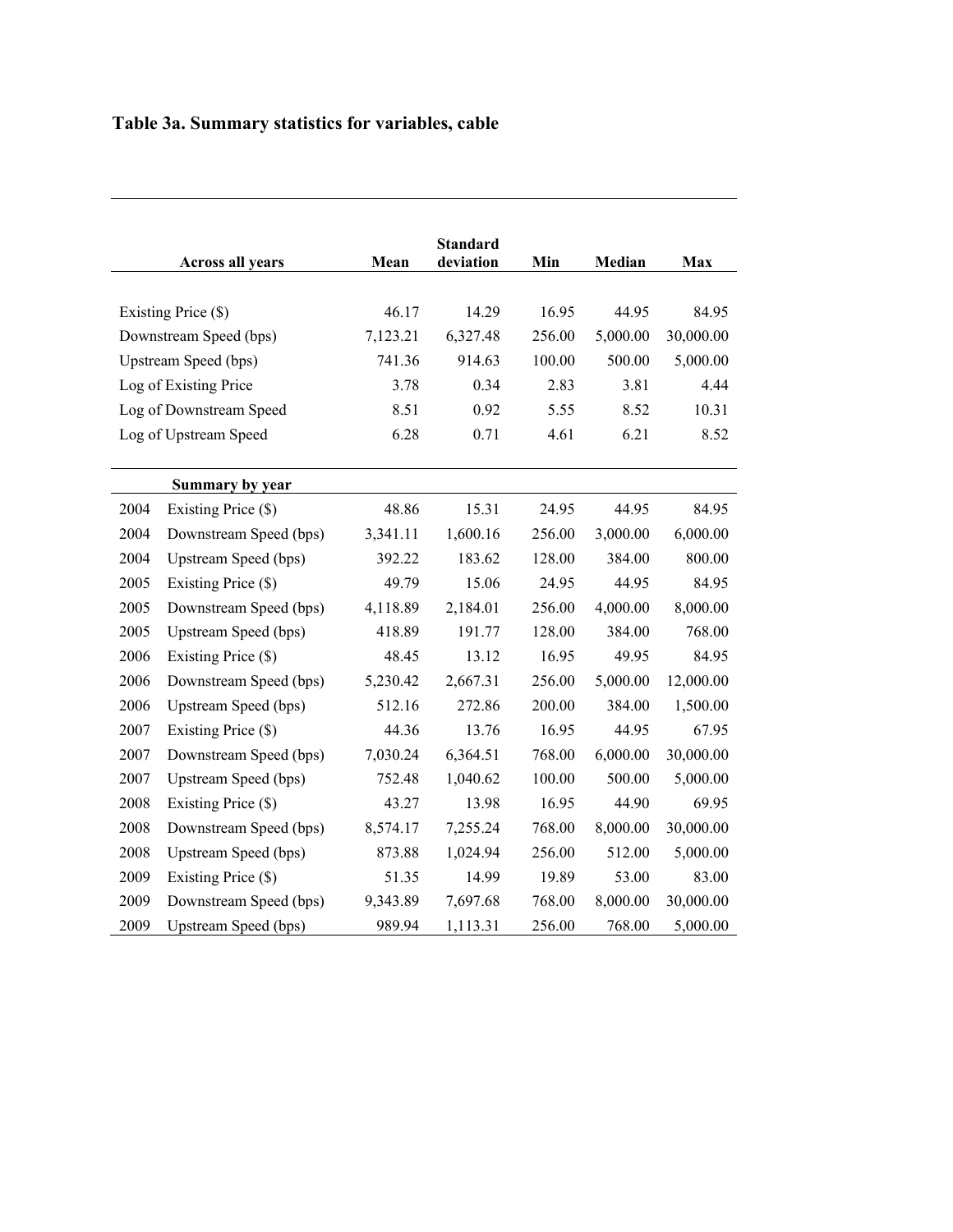# Table 3a. Summary statistics for variables, cable

| Across all years | | Mean | Standard deviation | Min | Median | Max |
|---|---|---|---|---|---|---|
| Existing Price ($) | | 46.17 | 14.29 | 16.95 | 44.95 | 84.95 |
| Downstream Speed (bps) | | 7,123.21 | 6,327.48 | 256.00 | 5,000.00 | 30,000.00 |
| Upstream Speed (bps) | | 741.36 | 914.63 | 100.00 | 500.00 | 5,000.00 |
| Log of Existing Price | | 3.78 | 0.34 | 2.83 | 3.81 | 4.44 |
| Log of Downstream Speed | | 8.51 | 0.92 | 5.55 | 8.52 | 10.31 |
| Log of Upstream Speed | | 6.28 | 0.71 | 4.61 | 6.21 | 8.52 |
| **Summary by year** | | | | | | |
| 2004 | Existing Price ($) | 48.86 | 15.31 | 24.95 | 44.95 | 84.95 |
| 2004 | Downstream Speed (bps) | 3,341.11 | 1,600.16 | 256.00 | 3,000.00 | 6,000.00 |
| 2004 | Upstream Speed (bps) | 392.22 | 183.62 | 128.00 | 384.00 | 800.00 |
| 2005 | Existing Price ($) | 49.79 | 15.06 | 24.95 | 44.95 | 84.95 |
| 2005 | Downstream Speed (bps) | 4,118.89 | 2,184.01 | 256.00 | 4,000.00 | 8,000.00 |
| 2005 | Upstream Speed (bps) | 418.89 | 191.77 | 128.00 | 384.00 | 768.00 |
| 2006 | Existing Price ($) | 48.45 | 13.12 | 16.95 | 49.95 | 84.95 |
| 2006 | Downstream Speed (bps) | 5,230.42 | 2,667.31 | 256.00 | 5,000.00 | 12,000.00 |
| 2006 | Upstream Speed (bps) | 512.16 | 272.86 | 200.00 | 384.00 | 1,500.00 |
| 2007 | Existing Price ($) | 44.36 | 13.76 | 16.95 | 44.95 | 67.95 |
| 2007 | Downstream Speed (bps) | 7,030.24 | 6,364.51 | 768.00 | 6,000.00 | 30,000.00 |
| 2007 | Upstream Speed (bps) | 752.48 | 1,040.62 | 100.00 | 500.00 | 5,000.00 |
| 2008 | Existing Price ($) | 43.27 | 13.98 | 16.95 | 44.90 | 69.95 |
| 2008 | Downstream Speed (bps) | 8,574.17 | 7,255.24 | 768.00 | 8,000.00 | 30,000.00 |
| 2008 | Upstream Speed (bps) | 873.88 | 1,024.94 | 256.00 | 512.00 | 5,000.00 |
| 2009 | Existing Price ($) | 51.35 | 14.99 | 19.89 | 53.00 | 83.00 |
| 2009 | Downstream Speed (bps) | 9,343.89 | 7,697.68 | 768.00 | 8,000.00 | 30,000.00 |
| 2009 | Upstream Speed (bps) | 989.94 | 1,113.31 | 256.00 | 768.00 | 5,000.00 |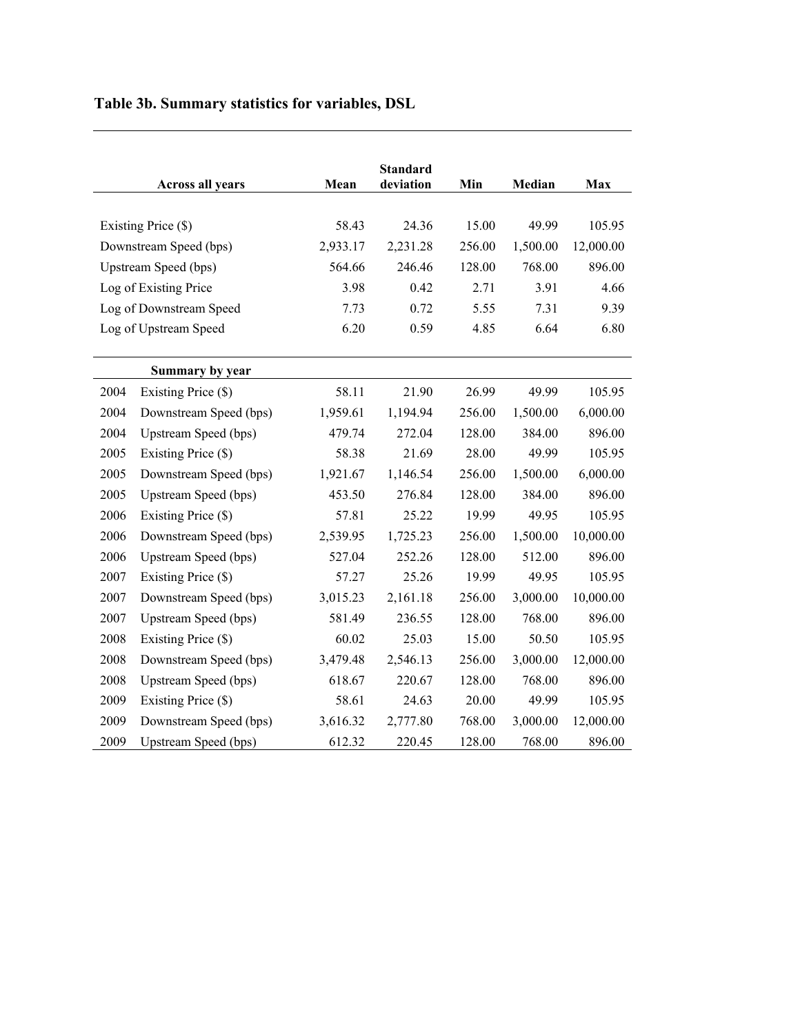**Table 3b. Summary statistics for variables, DSL**

| Across all years | Mean | Standard deviation | Min | Median | Max |
|---|---|---|---|---|---|
| Existing Price ($) | 58.43 | 24.36 | 15.00 | 49.99 | 105.95 |
| Downstream Speed (bps) | 2,933.17 | 2,231.28 | 256.00 | 1,500.00 | 12,000.00 |
| Upstream Speed (bps) | 564.66 | 246.46 | 128.00 | 768.00 | 896.00 |
| Log of Existing Price | 3.98 | 0.42 | 2.71 | 3.91 | 4.66 |
| Log of Downstream Speed | 7.73 | 0.72 | 5.55 | 7.31 | 9.39 |
| Log of Upstream Speed | 6.20 | 0.59 | 4.85 | 6.64 | 6.80 |

| Summary by year | | Mean | Standard deviation | Min | Median | Max |
|---|---|---|---|---|---|---|
| 2004 | Existing Price ($) | 58.11 | 21.90 | 26.99 | 49.99 | 105.95 |
| 2004 | Downstream Speed (bps) | 1,959.61 | 1,194.94 | 256.00 | 1,500.00 | 6,000.00 |
| 2004 | Upstream Speed (bps) | 479.74 | 272.04 | 128.00 | 384.00 | 896.00 |
| 2005 | Existing Price ($) | 58.38 | 21.69 | 28.00 | 49.99 | 105.95 |
| 2005 | Downstream Speed (bps) | 1,921.67 | 1,146.54 | 256.00 | 1,500.00 | 6,000.00 |
| 2005 | Upstream Speed (bps) | 453.50 | 276.84 | 128.00 | 384.00 | 896.00 |
| 2006 | Existing Price ($) | 57.81 | 25.22 | 19.99 | 49.95 | 105.95 |
| 2006 | Downstream Speed (bps) | 2,539.95 | 1,725.23 | 256.00 | 1,500.00 | 10,000.00 |
| 2006 | Upstream Speed (bps) | 527.04 | 252.26 | 128.00 | 512.00 | 896.00 |
| 2007 | Existing Price ($) | 57.27 | 25.26 | 19.99 | 49.95 | 105.95 |
| 2007 | Downstream Speed (bps) | 3,015.23 | 2,161.18 | 256.00 | 3,000.00 | 10,000.00 |
| 2007 | Upstream Speed (bps) | 581.49 | 236.55 | 128.00 | 768.00 | 896.00 |
| 2008 | Existing Price ($) | 60.02 | 25.03 | 15.00 | 50.50 | 105.95 |
| 2008 | Downstream Speed (bps) | 3,479.48 | 2,546.13 | 256.00 | 3,000.00 | 12,000.00 |
| 2008 | Upstream Speed (bps) | 618.67 | 220.67 | 128.00 | 768.00 | 896.00 |
| 2009 | Existing Price ($) | 58.61 | 24.63 | 20.00 | 49.99 | 105.95 |
| 2009 | Downstream Speed (bps) | 3,616.32 | 2,777.80 | 768.00 | 3,000.00 | 12,000.00 |
| 2009 | Upstream Speed (bps) | 612.32 | 220.45 | 128.00 | 768.00 | 896.00 |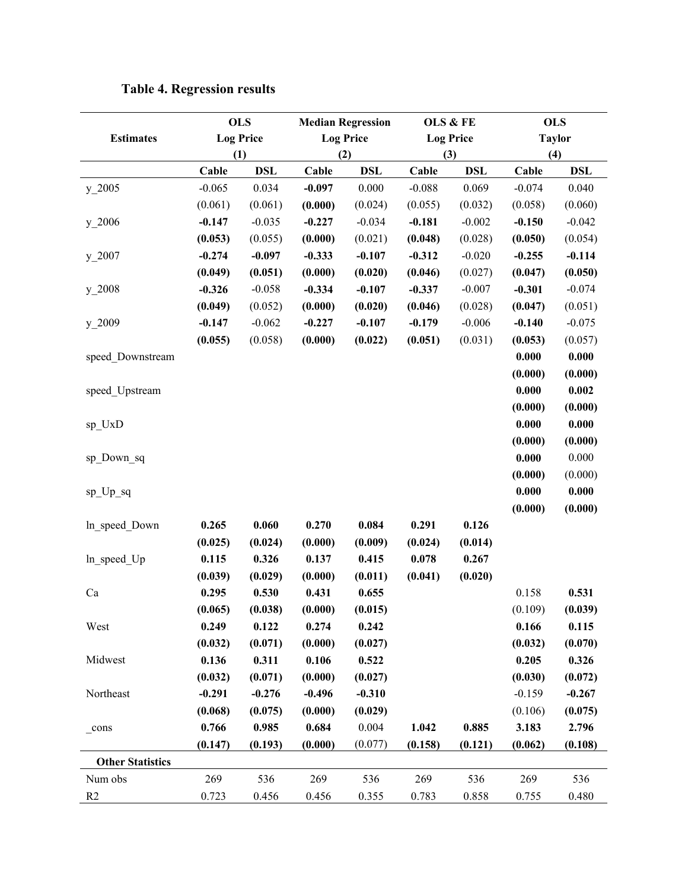**Table 4. Regression results**

| Estimates | OLS Log Price (1) | | Median Regression Log Price (2) | | OLS & FE Log Price (3) | | OLS Taylor (4) | |
|---|---|---|---|---|---|---|---|---|
| | **Cable** | **DSL** | **Cable** | **DSL** | **Cable** | **DSL** | **Cable** | **DSL** |
| y_2005 | -0.065 | 0.034 | **-0.097** | 0.000 | -0.088 | 0.069 | -0.074 | 0.040 |
| | (0.061) | (0.061) | **(0.000)** | (0.024) | (0.055) | (0.032) | (0.058) | (0.060) |
| y_2006 | **-0.147** | -0.035 | **-0.227** | -0.034 | **-0.181** | -0.002 | **-0.150** | -0.042 |
| | **(0.053)** | (0.055) | **(0.000)** | (0.021) | **(0.048)** | (0.028) | **(0.050)** | (0.054) |
| y_2007 | **-0.274** | **-0.097** | **-0.333** | **-0.107** | **-0.312** | -0.020 | **-0.255** | **-0.114** |
| | **(0.049)** | **(0.051)** | **(0.000)** | **(0.020)** | **(0.046)** | (0.027) | **(0.047)** | **(0.050)** |
| y_2008 | **-0.326** | -0.058 | **-0.334** | **-0.107** | **-0.337** | -0.007 | **-0.301** | -0.074 |
| | **(0.049)** | (0.052) | **(0.000)** | **(0.020)** | **(0.046)** | (0.028) | **(0.047)** | (0.051) |
| y_2009 | **-0.147** | -0.062 | **-0.227** | **-0.107** | **-0.179** | -0.006 | **-0.140** | -0.075 |
| | **(0.055)** | (0.058) | **(0.000)** | **(0.022)** | **(0.051)** | (0.031) | **(0.053)** | (0.057) |
| speed_Downstream | | | | | | | **0.000** | **0.000** |
| | | | | | | | **(0.000)** | **(0.000)** |
| speed_Upstream | | | | | | | **0.000** | **0.002** |
| | | | | | | | **(0.000)** | **(0.000)** |
| sp_UxD | | | | | | | **0.000** | **0.000** |
| | | | | | | | **(0.000)** | **(0.000)** |
| sp_Down_sq | | | | | | | **0.000** | 0.000 |
| | | | | | | | **(0.000)** | (0.000) |
| sp_Up_sq | | | | | | | **0.000** | **0.000** |
| | | | | | | | **(0.000)** | **(0.000)** |
| ln_speed_Down | **0.265** | **0.060** | **0.270** | **0.084** | **0.291** | **0.126** | | |
| | **(0.025)** | **(0.024)** | **(0.000)** | **(0.009)** | **(0.024)** | **(0.014)** | | |
| ln_speed_Up | **0.115** | **0.326** | **0.137** | **0.415** | **0.078** | **0.267** | | |
| | **(0.039)** | **(0.029)** | **(0.000)** | **(0.011)** | **(0.041)** | **(0.020)** | | |
| Ca | **0.295** | **0.530** | **0.431** | **0.655** | | | 0.158 | **0.531** |
| | **(0.065)** | **(0.038)** | **(0.000)** | **(0.015)** | | | (0.109) | **(0.039)** |
| West | **0.249** | **0.122** | **0.274** | **0.242** | | | **0.166** | **0.115** |
| | **(0.032)** | **(0.071)** | **(0.000)** | **(0.027)** | | | **(0.032)** | **(0.070)** |
| Midwest | **0.136** | **0.311** | **0.106** | **0.522** | | | **0.205** | **0.326** |
| | **(0.032)** | **(0.071)** | **(0.000)** | **(0.027)** | | | **(0.030)** | **(0.072)** |
| Northeast | **-0.291** | **-0.276** | **-0.496** | **-0.310** | | | -0.159 | **-0.267** |
| | **(0.068)** | **(0.075)** | **(0.000)** | **(0.029)** | | | (0.106) | **(0.075)** |
| _cons | **0.766** | **0.985** | **0.684** | 0.004 | **1.042** | **0.885** | **3.183** | **2.796** |
| | **(0.147)** | **(0.193)** | **(0.000)** | (0.077) | **(0.158)** | **(0.121)** | **(0.062)** | **(0.108)** |
| **Other Statistics** | | | | | | | | |
| Num obs | 269 | 536 | 269 | 536 | 269 | 536 | 269 | 536 |
| R2 | 0.723 | 0.456 | 0.456 | 0.355 | 0.783 | 0.858 | 0.755 | 0.480 |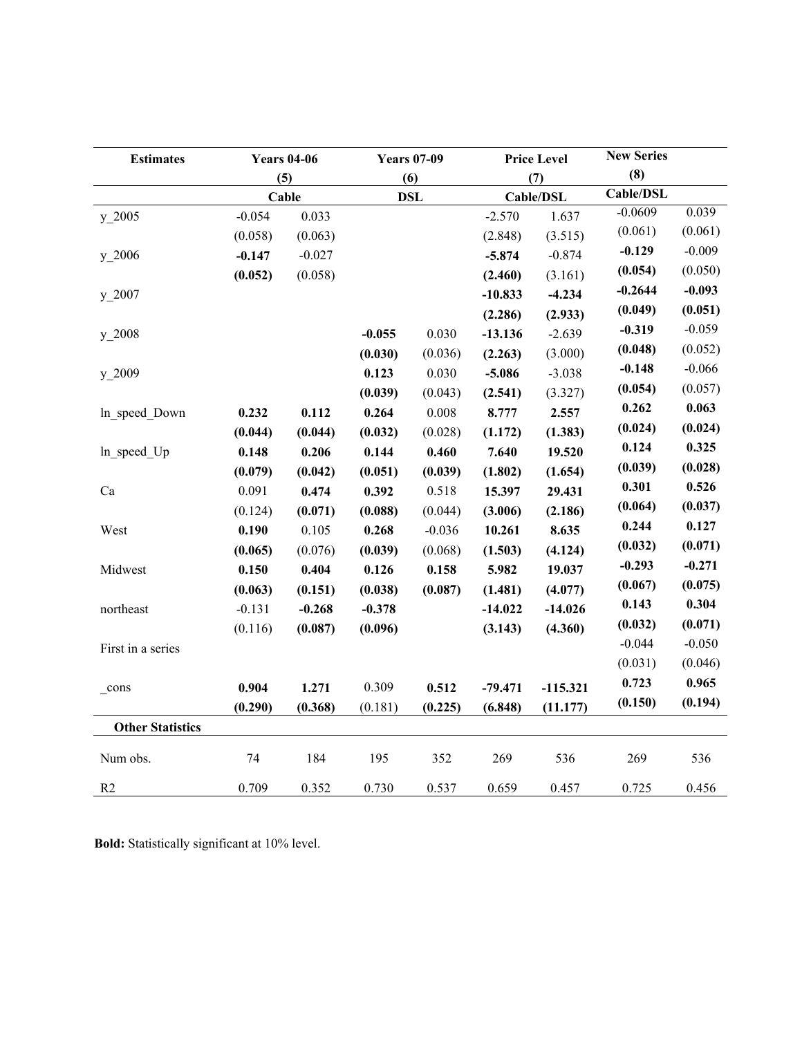| Estimates | Years 04-06 | | Years 07-09 | | Price Level | | New Series | |
|---|---|---|---|---|---|---|---|---|
| | (5) | | (6) | | (7) | | (8) | |
| | Cable | | DSL | | Cable/DSL | | Cable/DSL | |
| y_2005 | -0.054 | 0.033 | | | -2.570 | 1.637 | -0.0609 | 0.039 |
| | (0.058) | (0.063) | | | (2.848) | (3.515) | (0.061) | (0.061) |
| y_2006 | **-0.147** | -0.027 | | | **-5.874** | -0.874 | **-0.129** | -0.009 |
| | **(0.052)** | (0.058) | | | **(2.460)** | (3.161) | **(0.054)** | (0.050) |
| y_2007 | | | | | **-10.833** | **-4.234** | **-0.2644** | **-0.093** |
| | | | | | **(2.286)** | **(2.933)** | **(0.049)** | **(0.051)** |
| y_2008 | | | **-0.055** | 0.030 | **-13.136** | -2.639 | **-0.319** | -0.059 |
| | | | **(0.030)** | (0.036) | **(2.263)** | (3.000) | **(0.048)** | (0.052) |
| y_2009 | | | **0.123** | 0.030 | **-5.086** | -3.038 | **-0.148** | -0.066 |
| | | | **(0.039)** | (0.043) | **(2.541)** | (3.327) | **(0.054)** | (0.057) |
| ln_speed_Down | **0.232** | **0.112** | **0.264** | 0.008 | **8.777** | **2.557** | **0.262** | **0.063** |
| | **(0.044)** | **(0.044)** | **(0.032)** | (0.028) | **(1.172)** | **(1.383)** | **(0.024)** | **(0.024)** |
| ln_speed_Up | **0.148** | **0.206** | **0.144** | **0.460** | **7.640** | **19.520** | **0.124** | **0.325** |
| | **(0.079)** | **(0.042)** | **(0.051)** | **(0.039)** | **(1.802)** | **(1.654)** | **(0.039)** | **(0.028)** |
| Ca | 0.091 | **0.474** | **0.392** | 0.518 | **15.397** | **29.431** | **0.301** | **0.526** |
| | (0.124) | **(0.071)** | **(0.088)** | (0.044) | **(3.006)** | **(2.186)** | **(0.064)** | **(0.037)** |
| West | **0.190** | 0.105 | **0.268** | -0.036 | **10.261** | **8.635** | **0.244** | **0.127** |
| | **(0.065)** | (0.076) | **(0.039)** | (0.068) | **(1.503)** | **(4.124)** | **(0.032)** | **(0.071)** |
| Midwest | **0.150** | **0.404** | **0.126** | **0.158** | **5.982** | **19.037** | **-0.293** | **-0.271** |
| | **(0.063)** | **(0.151)** | **(0.038)** | **(0.087)** | **(1.481)** | **(4.077)** | **(0.067)** | **(0.075)** |
| northeast | -0.131 | **-0.268** | **-0.378** | | **-14.022** | **-14.026** | **0.143** | **0.304** |
| | (0.116) | **(0.087)** | **(0.096)** | | **(3.143)** | **(4.360)** | **(0.032)** | **(0.071)** |
| First in a series | | | | | | | -0.044 | -0.050 |
| | | | | | | | (0.031) | (0.046) |
| _cons | **0.904** | **1.271** | 0.309 | **0.512** | **-79.471** | **-115.321** | **0.723** | **0.965** |
| | **(0.290)** | **(0.368)** | (0.181) | **(0.225)** | **(6.848)** | **(11.177)** | **(0.150)** | **(0.194)** |
| **Other Statistics** | | | | | | | | |
| Num obs. | 74 | 184 | 195 | 352 | 269 | 536 | 269 | 536 |
| R2 | 0.709 | 0.352 | 0.730 | 0.537 | 0.659 | 0.457 | 0.725 | 0.456 |

**Bold:** Statistically significant at 10% level.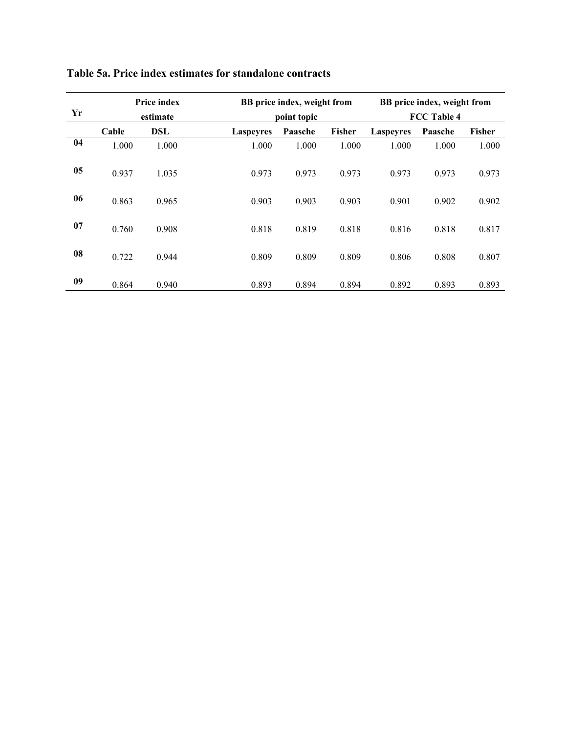**Table 5a. Price index estimates for standalone contracts**

| Yr | Price index estimate | | BB price index, weight from point topic | | | BB price index, weight from FCC Table 4 | | |
|---|---|---|---|---|---|---|---|---|
| | Cable | DSL | Laspeyres | Paasche | Fisher | Laspeyres | Paasche | Fisher |
| 04 | 1.000 | 1.000 | 1.000 | 1.000 | 1.000 | 1.000 | 1.000 | 1.000 |
| 05 | 0.937 | 1.035 | 0.973 | 0.973 | 0.973 | 0.973 | 0.973 | 0.973 |
| 06 | 0.863 | 0.965 | 0.903 | 0.903 | 0.903 | 0.901 | 0.902 | 0.902 |
| 07 | 0.760 | 0.908 | 0.818 | 0.819 | 0.818 | 0.816 | 0.818 | 0.817 |
| 08 | 0.722 | 0.944 | 0.809 | 0.809 | 0.809 | 0.806 | 0.808 | 0.807 |
| 09 | 0.864 | 0.940 | 0.893 | 0.894 | 0.894 | 0.892 | 0.893 | 0.893 |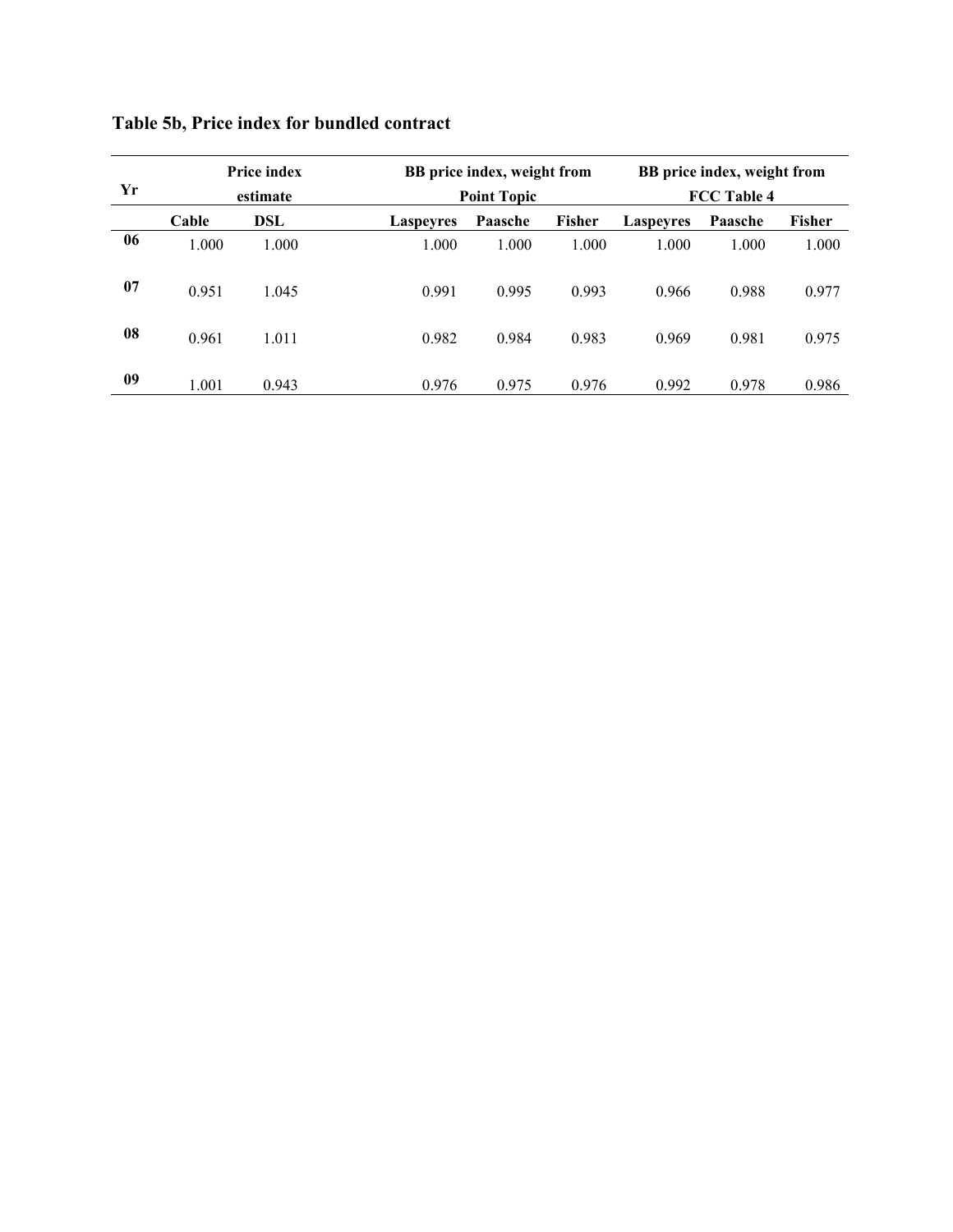**Table 5b, Price index for bundled contract**

| Yr | Price index estimate | | BB price index, weight from Point Topic | | | BB price index, weight from FCC Table 4 | | |
|---|---|---|---|---|---|---|---|---|
| | Cable | DSL | Laspeyres | Paasche | Fisher | Laspeyres | Paasche | Fisher |
| **06** | 1.000 | 1.000 | 1.000 | 1.000 | 1.000 | 1.000 | 1.000 | 1.000 |
| **07** | 0.951 | 1.045 | 0.991 | 0.995 | 0.993 | 0.966 | 0.988 | 0.977 |
| **08** | 0.961 | 1.011 | 0.982 | 0.984 | 0.983 | 0.969 | 0.981 | 0.975 |
| **09** | 1.001 | 0.943 | 0.976 | 0.975 | 0.976 | 0.992 | 0.978 | 0.986 |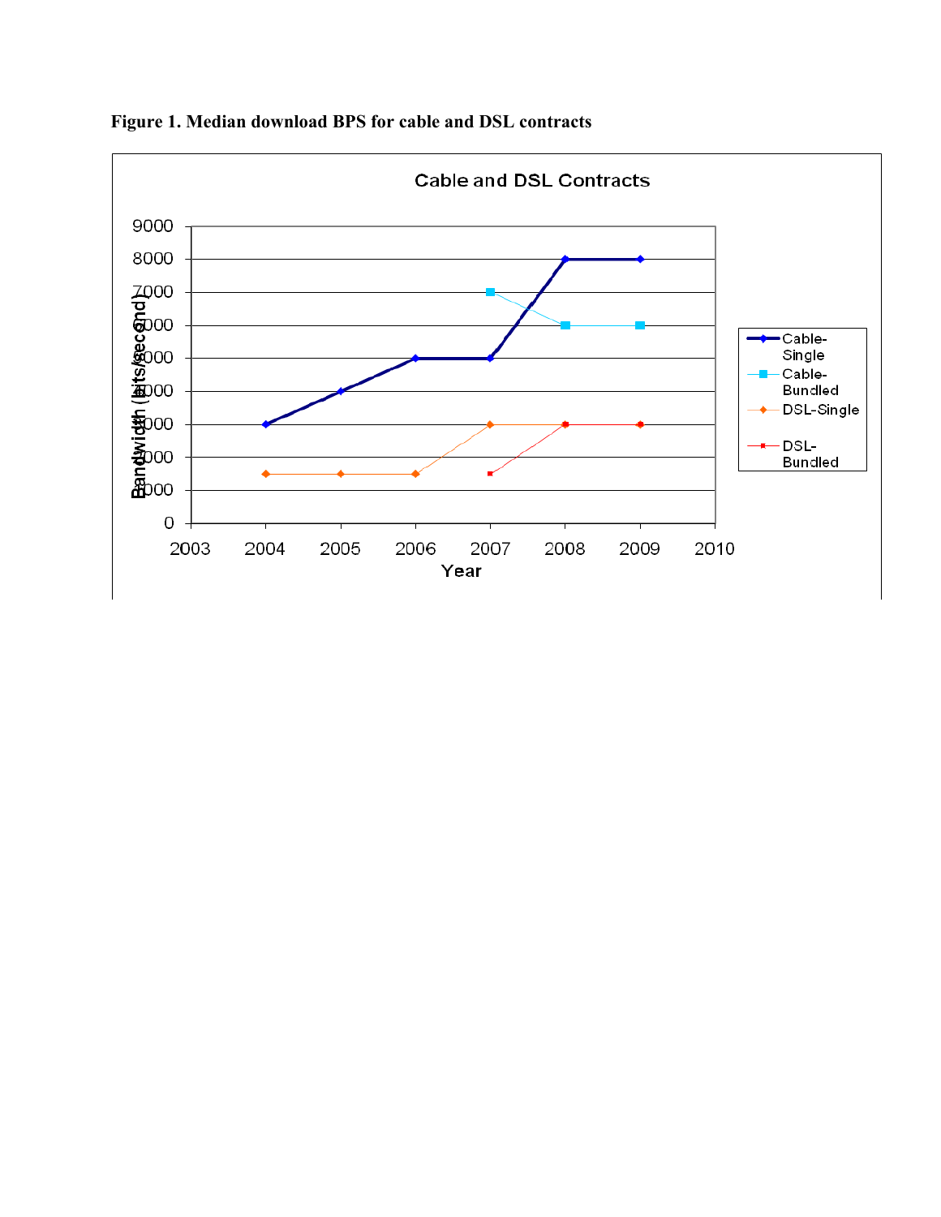**Figure 1. Median download BPS for cable and DSL contracts**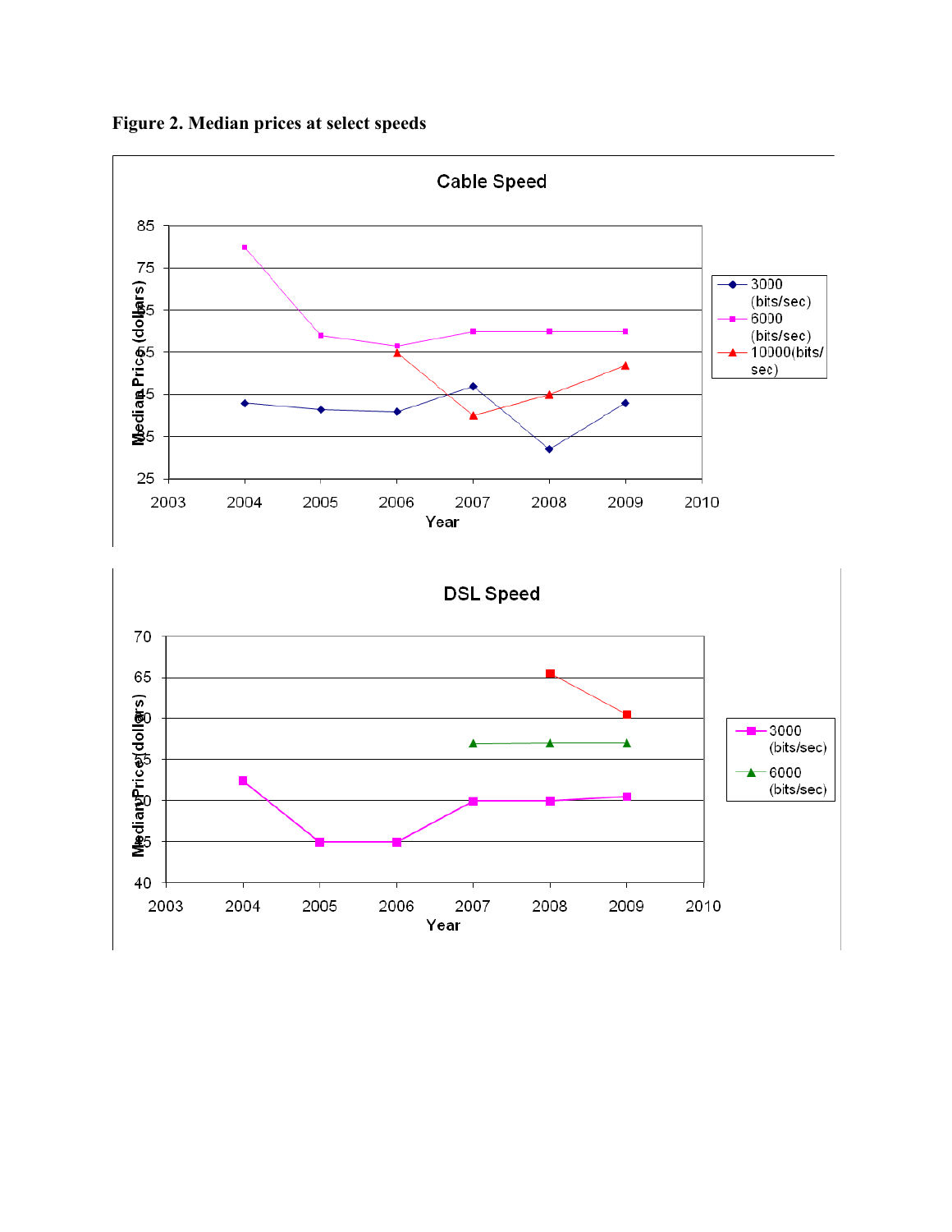**Figure 2. Median prices at select speeds**

Cable Speed

Median Price (dollars)

85
75
65
55
45
35
25

2003 2004 2005 2006 2007 2008 2009 2010

Year

3000 (bits/sec)
6000 (bits/sec)
10000(bits/sec)

DSL Speed

Median Price (dollars)

70
65
60
55
50
45
40

2003 2004 2005 2006 2007 2008 2009 2010

Year

3000 (bits/sec)
6000 (bits/sec)